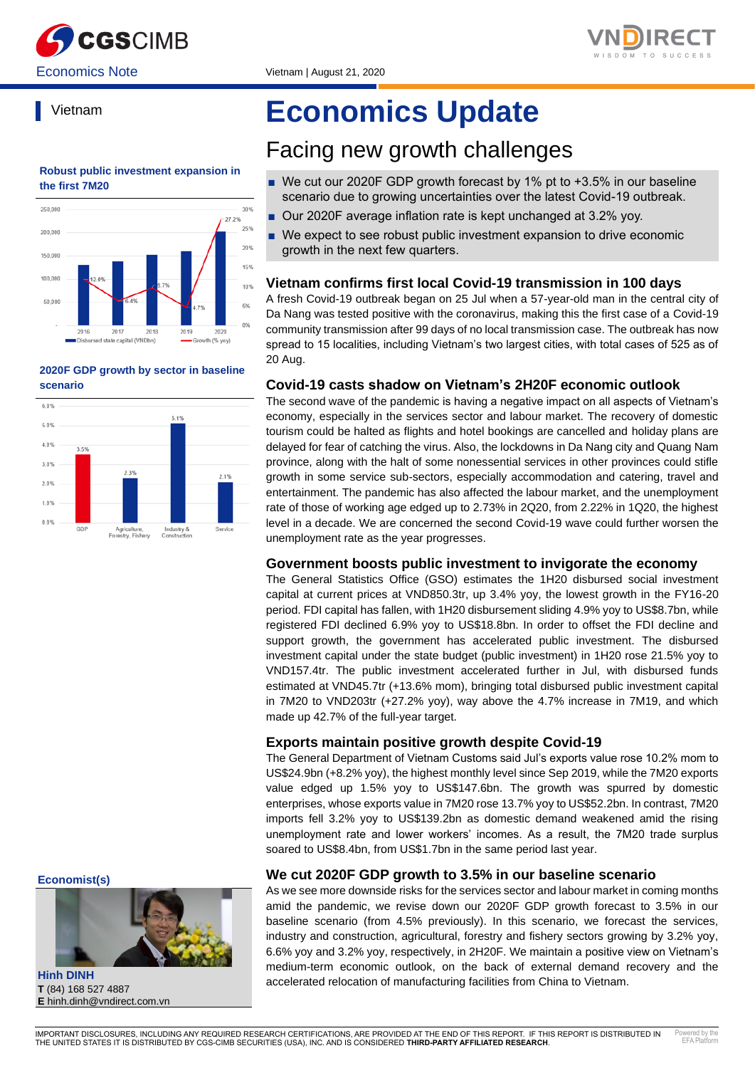CGSCIMB | VNDIRECT

Economics Note

Vietnam | August 21, 2020

# Economics Update

## Facing new growth challenges

- We cut our 2020F GDP growth forecast by 1% pt to +3.5% in our baseline scenario due to growing uncertainties over the latest Covid-19 outbreak.
- Our 2020F average inflation rate is kept unchanged at 3.2% yoy.
- We expect to see robust public investment expansion to drive economic growth in the next few quarters.

### Vietnam confirms first local Covid-19 transmission in 100 days

A fresh Covid-19 outbreak began on 25 Jul when a 57-year-old man in the central city of Da Nang was tested positive with the coronavirus, making this the first case of a Covid-19 community transmission after 99 days of no local transmission case. The outbreak has now spread to 15 localities, including Vietnam's two largest cities, with total cases of 525 as of 20 Aug.

### Covid-19 casts shadow on Vietnam's 2H20F economic outlook

The second wave of the pandemic is having a negative impact on all aspects of Vietnam's economy, especially in the services sector and labour market. The recovery of domestic tourism could be halted as flights and hotel bookings are cancelled and holiday plans are delayed for fear of catching the virus. Also, the lockdowns in Da Nang city and Quang Nam province, along with the halt of some nonessential services in other provinces could stifle growth in some service sub-sectors, especially accommodation and catering, travel and entertainment. The pandemic has also affected the labour market, and the unemployment rate of those of working age edged up to 2.73% in 2Q20, from 2.22% in 1Q20, the highest level in a decade. We are concerned the second Covid-19 wave could further worsen the unemployment rate as the year progresses.

### Government boosts public investment to invigorate the economy

The General Statistics Office (GSO) estimates the 1H20 disbursed social investment capital at current prices at VND850.3tr, up 3.4% yoy, the lowest growth in the FY16-20 period. FDI capital has fallen, with 1H20 disbursement sliding 4.9% yoy to US$8.7bn, while registered FDI declined 6.9% yoy to US$18.8bn. In order to offset the FDI decline and support growth, the government has accelerated public investment. The disbursed investment capital under the state budget (public investment) in 1H20 rose 21.5% yoy to VND157.4tr. The public investment accelerated further in Jul, with disbursed funds estimated at VND45.7tr (+13.6% mom), bringing total disbursed public investment capital in 7M20 to VND203tr (+27.2% yoy), way above the 4.7% increase in 7M19, and which made up 42.7% of the full-year target.

### Exports maintain positive growth despite Covid-19

The General Department of Vietnam Customs said Jul's exports value rose 10.2% mom to US$24.9bn (+8.2% yoy), the highest monthly level since Sep 2019, while the 7M20 exports value edged up 1.5% yoy to US$147.6bn. The growth was spurred by domestic enterprises, whose exports value in 7M20 rose 13.7% yoy to US$52.2bn. In contrast, 7M20 imports fell 3.2% yoy to US$139.2bn as domestic demand weakened amid the rising unemployment rate and lower workers' incomes. As a result, the 7M20 trade surplus soared to US$8.4bn, from US$1.7bn in the same period last year.

### We cut 2020F GDP growth to 3.5% in our baseline scenario

As we see more downside risks for the services sector and labour market in coming months amid the pandemic, we revise down our 2020F GDP growth forecast to 3.5% in our baseline scenario (from 4.5% previously). In this scenario, we forecast the services, industry and construction, agricultural, forestry and fishery sectors growing by 3.2% yoy, 6.6% yoy and 3.2% yoy, respectively, in 2H20F. We maintain a positive view on Vietnam's medium-term economic outlook, on the back of external demand recovery and the accelerated relocation of manufacturing facilities from China to Vietnam.

---

Vietnam

**Robust public investment expansion in the first 7M20**

| Year | Disbursed state capital (VNDbn) | Growth (% yoy) |
|---|---|---|
| 2016 | | 12.0% |
| 2017 | | 6.4% |
| 2018 | | 10.7% |
| 2019 | | 4.7% |
| 2020 | | 27.2% |

**2020F GDP growth by sector in baseline scenario**

| Sector | Growth |
|---|---|
| GDP | 3.5% |
| Agriculture, Forestry, Fishery | 2.3% |
| Industry & Construction | 5.1% |
| Service | 2.1% |

**Economist(s)**

**Hinh DINH**
**T** (84) 168 527 4887
**E** hinh.dinh@vndirect.com.vn

IMPORTANT DISCLOSURES, INCLUDING ANY REQUIRED RESEARCH CERTIFICATIONS, ARE PROVIDED AT THE END OF THIS REPORT. IF THIS REPORT IS DISTRIBUTED IN THE UNITED STATES IT IS DISTRIBUTED BY CGS-CIMB SECURITIES (USA), INC. AND IS CONSIDERED **THIRD-PARTY AFFILIATED RESEARCH**.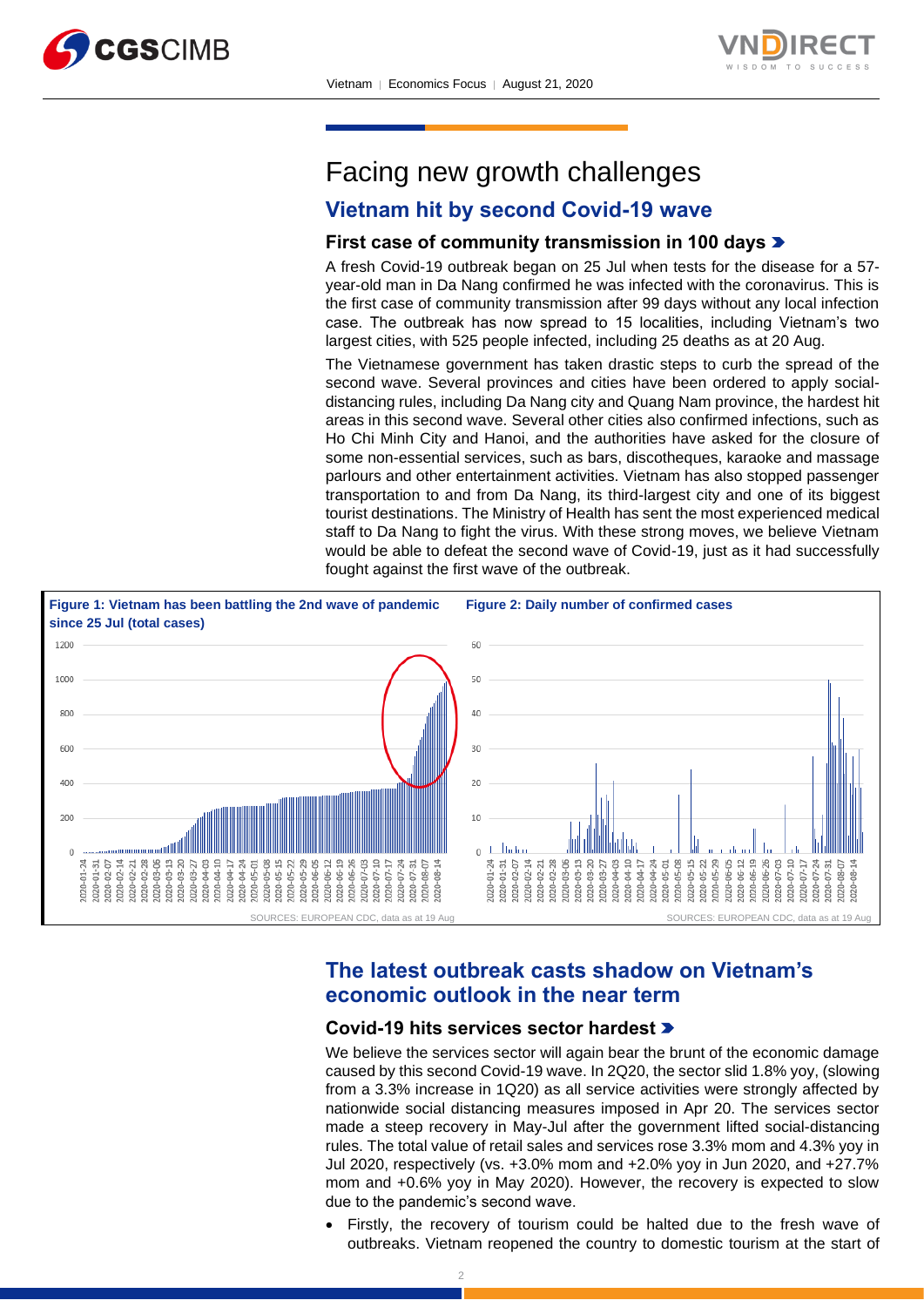# Facing new growth challenges

## Vietnam hit by second Covid-19 wave

### First case of community transmission in 100 days

A fresh Covid-19 outbreak began on 25 Jul when tests for the disease for a 57-year-old man in Da Nang confirmed he was infected with the coronavirus. This is the first case of community transmission after 99 days without any local infection case. The outbreak has now spread to 15 localities, including Vietnam's two largest cities, with 525 people infected, including 25 deaths as at 20 Aug.

The Vietnamese government has taken drastic steps to curb the spread of the second wave. Several provinces and cities have been ordered to apply social-distancing rules, including Da Nang city and Quang Nam province, the hardest hit areas in this second wave. Several other cities also confirmed infections, such as Ho Chi Minh City and Hanoi, and the authorities have asked for the closure of some non-essential services, such as bars, discotheques, karaoke and massage parlours and other entertainment activities. Vietnam has also stopped passenger transportation to and from Da Nang, its third-largest city and one of its biggest tourist destinations. The Ministry of Health has sent the most experienced medical staff to Da Nang to fight the virus. With these strong moves, we believe Vietnam would be able to defeat the second wave of Covid-19, just as it had successfully fought against the first wave of the outbreak.

**Figure 1: Vietnam has been battling the 2nd wave of pandemic since 25 Jul (total cases)**

SOURCES: EUROPEAN CDC, data as at 19 Aug

**Figure 2: Daily number of confirmed cases**

SOURCES: EUROPEAN CDC, data as at 19 Aug

## The latest outbreak casts shadow on Vietnam's economic outlook in the near term

### Covid-19 hits services sector hardest

We believe the services sector will again bear the brunt of the economic damage caused by this second Covid-19 wave. In 2Q20, the sector slid 1.8% yoy, (slowing from a 3.3% increase in 1Q20) as all service activities were strongly affected by nationwide social distancing measures imposed in Apr 20. The services sector made a steep recovery in May-Jul after the government lifted social-distancing rules. The total value of retail sales and services rose 3.3% mom and 4.3% yoy in Jul 2020, respectively (vs. +3.0% mom and +2.0% yoy in Jun 2020, and +27.7% mom and +0.6% yoy in May 2020). However, the recovery is expected to slow due to the pandemic's second wave.

- Firstly, the recovery of tourism could be halted due to the fresh wave of outbreaks. Vietnam reopened the country to domestic tourism at the start of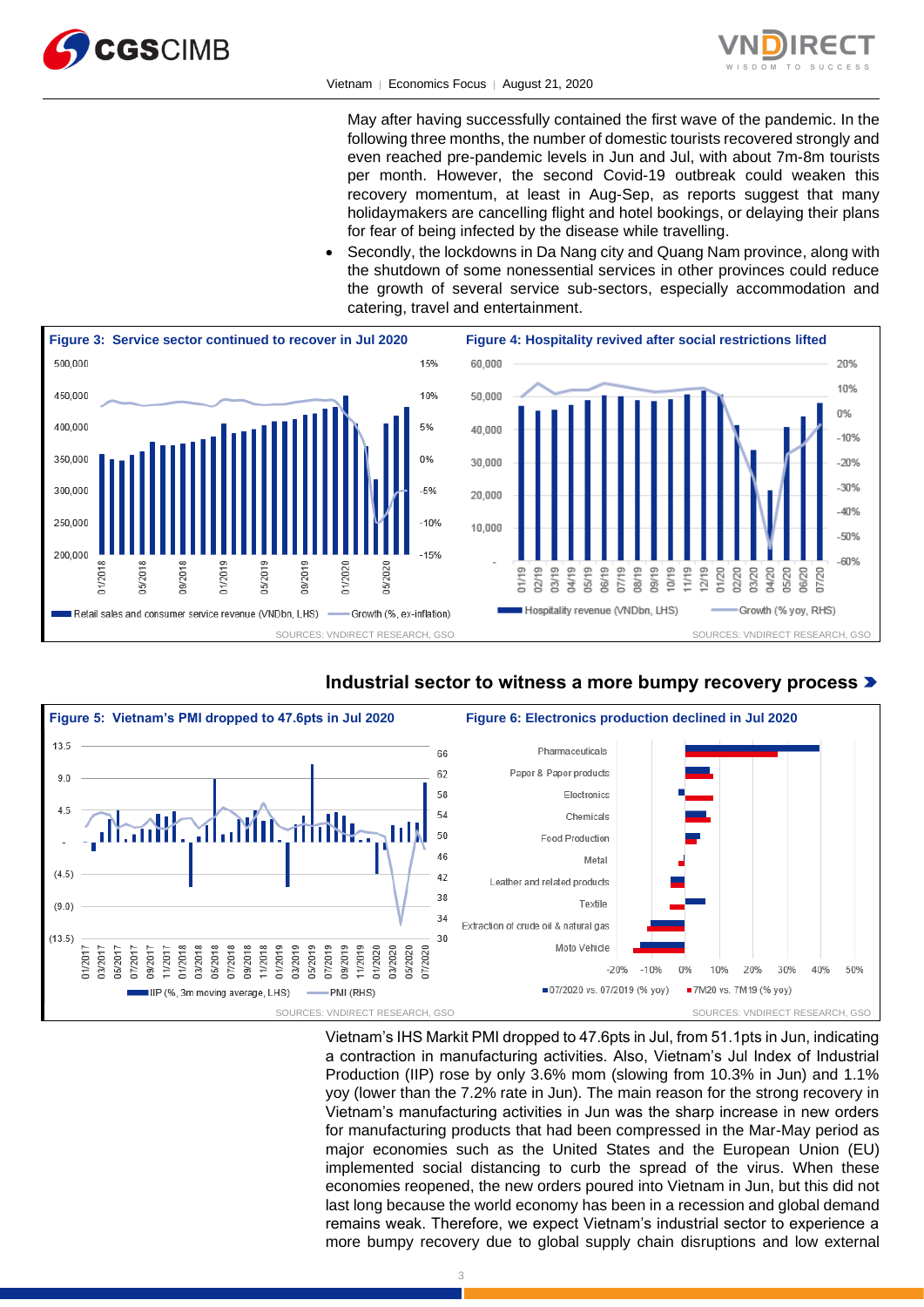May after having successfully contained the first wave of the pandemic. In the following three months, the number of domestic tourists recovered strongly and even reached pre-pandemic levels in Jun and Jul, with about 7m-8m tourists per month. However, the second Covid-19 outbreak could weaken this recovery momentum, at least in Aug-Sep, as reports suggest that many holidaymakers are cancelling flight and hotel bookings, or delaying their plans for fear of being infected by the disease while travelling.

- Secondly, the lockdowns in Da Nang city and Quang Nam province, along with the shutdown of some nonessential services in other provinces could reduce the growth of several service sub-sectors, especially accommodation and catering, travel and entertainment.

**Figure 3: Service sector continued to recover in Jul 2020**

SOURCES: VNDIRECT RESEARCH, GSO

**Figure 4: Hospitality revived after social restrictions lifted**

SOURCES: VNDIRECT RESEARCH, GSO

## Industrial sector to witness a more bumpy recovery process

**Figure 5: Vietnam's PMI dropped to 47.6pts in Jul 2020**

SOURCES: VNDIRECT RESEARCH, GSO

**Figure 6: Electronics production declined in Jul 2020**

SOURCES: VNDIRECT RESEARCH, GSO

Vietnam's IHS Markit PMI dropped to 47.6pts in Jul, from 51.1pts in Jun, indicating a contraction in manufacturing activities. Also, Vietnam's Jul Index of Industrial Production (IIP) rose by only 3.6% mom (slowing from 10.3% in Jun) and 1.1% yoy (lower than the 7.2% rate in Jun). The main reason for the strong recovery in Vietnam's manufacturing activities in Jun was the sharp increase in new orders for manufacturing products that had been compressed in the Mar-May period as major economies such as the United States and the European Union (EU) implemented social distancing to curb the spread of the virus. When these economies reopened, the new orders poured into Vietnam in Jun, but this did not last long because the world economy has been in a recession and global demand remains weak. Therefore, we expect Vietnam's industrial sector to experience a more bumpy recovery due to global supply chain disruptions and low external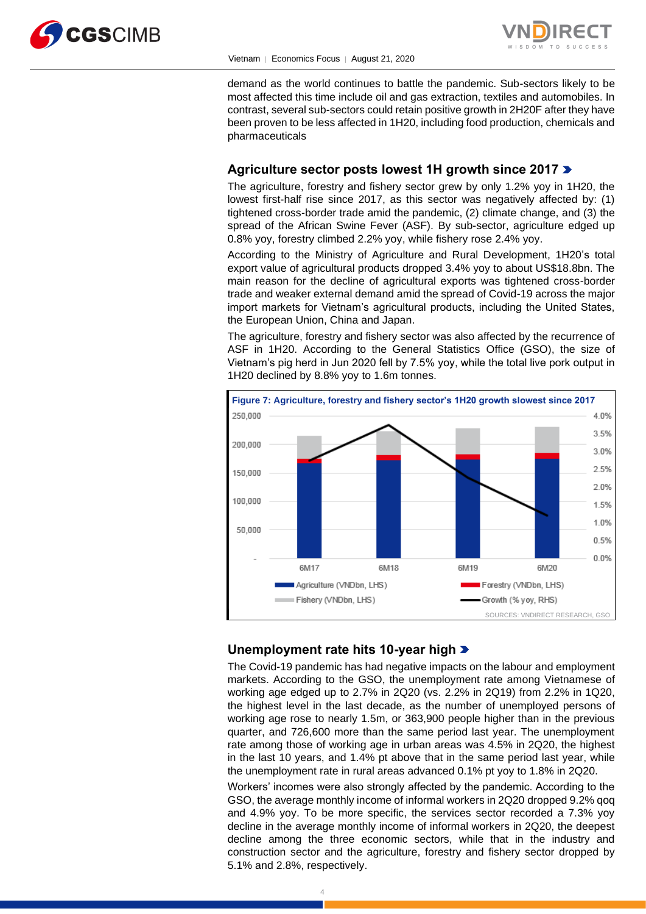demand as the world continues to battle the pandemic. Sub-sectors likely to be most affected this time include oil and gas extraction, textiles and automobiles. In contrast, several sub-sectors could retain positive growth in 2H20F after they have been proven to be less affected in 1H20, including food production, chemicals and pharmaceuticals

## Agriculture sector posts lowest 1H growth since 2017

The agriculture, forestry and fishery sector grew by only 1.2% yoy in 1H20, the lowest first-half rise since 2017, as this sector was negatively affected by: (1) tightened cross-border trade amid the pandemic, (2) climate change, and (3) the spread of the African Swine Fever (ASF). By sub-sector, agriculture edged up 0.8% yoy, forestry climbed 2.2% yoy, while fishery rose 2.4% yoy.

According to the Ministry of Agriculture and Rural Development, 1H20's total export value of agricultural products dropped 3.4% yoy to about US$18.8bn. The main reason for the decline of agricultural exports was tightened cross-border trade and weaker external demand amid the spread of Covid-19 across the major import markets for Vietnam's agricultural products, including the United States, the European Union, China and Japan.

The agriculture, forestry and fishery sector was also affected by the recurrence of ASF in 1H20. According to the General Statistics Office (GSO), the size of Vietnam's pig herd in Jun 2020 fell by 7.5% yoy, while the total live pork output in 1H20 declined by 8.8% yoy to 1.6m tonnes.

**Figure 7: Agriculture, forestry and fishery sector's 1H20 growth slowest since 2017**

SOURCES: VNDIRECT RESEARCH, GSO

## Unemployment rate hits 10-year high

The Covid-19 pandemic has had negative impacts on the labour and employment markets. According to the GSO, the unemployment rate among Vietnamese of working age edged up to 2.7% in 2Q20 (vs. 2.2% in 2Q19) from 2.2% in 1Q20, the highest level in the last decade, as the number of unemployed persons of working age rose to nearly 1.5m, or 363,900 people higher than in the previous quarter, and 726,600 more than the same period last year. The unemployment rate among those of working age in urban areas was 4.5% in 2Q20, the highest in the last 10 years, and 1.4% pt above that in the same period last year, while the unemployment rate in rural areas advanced 0.1% pt yoy to 1.8% in 2Q20.

Workers' incomes were also strongly affected by the pandemic. According to the GSO, the average monthly income of informal workers in 2Q20 dropped 9.2% qoq and 4.9% yoy. To be more specific, the services sector recorded a 7.3% yoy decline in the average monthly income of informal workers in 2Q20, the deepest decline among the three economic sectors, while that in the industry and construction sector and the agriculture, forestry and fishery sector dropped by 5.1% and 2.8%, respectively.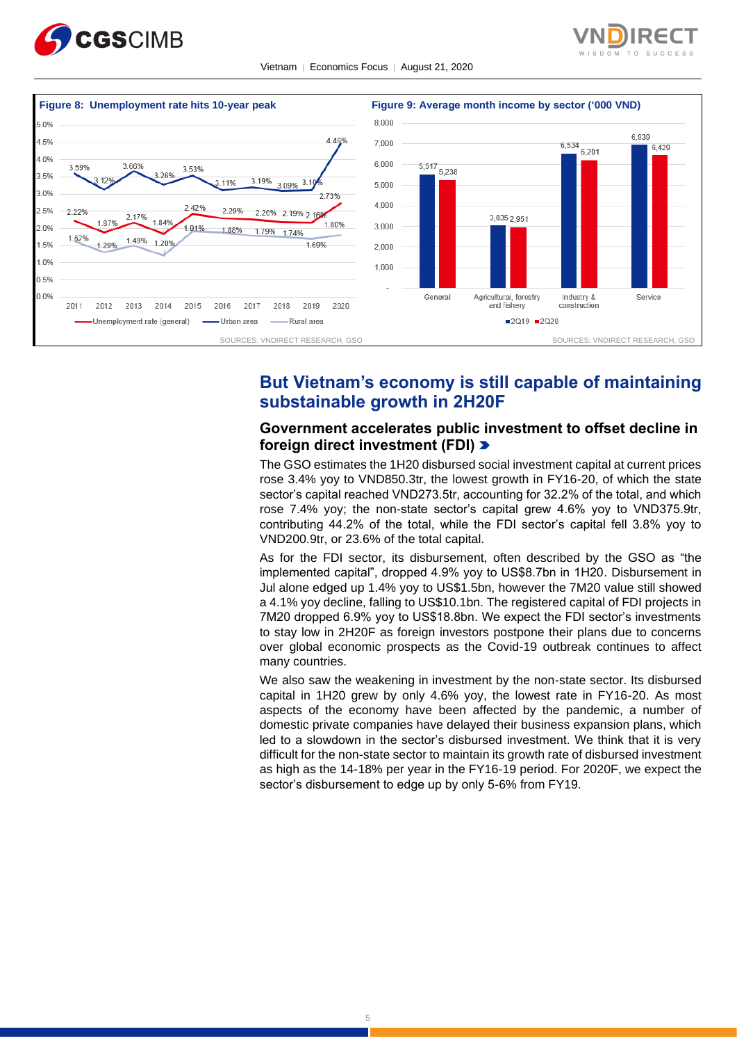**Figure 8: Unemployment rate hits 10-year peak**

| Year | Unemployment rate (general) | Urban area | Rural area |
|---|---|---|---|
| 2011 | 2.22% | 3.59% | 1.62% |
| 2012 | 1.87% | 3.12% | 1.29% |
| 2013 | 2.17% | 3.66% | 1.49% |
| 2014 | 1.84% | 3.26% | 1.20% |
| 2015 | 2.42% | 3.53% | 1.91% |
| 2016 | 2.29% | 3.11% | 1.88% |
| 2017 | 2.26% | 3.19% | 1.79% |
| 2018 | 2.19% | 3.09% | 1.74% |
| 2019 | 2.16% | 3.10% | 1.69% |
| 2020 | 2.73% | 4.46% | 1.80% |

SOURCES: VNDIRECT RESEARCH, GSO

**Figure 9: Average month income by sector ('000 VND)**

| Sector | 2Q19 | 2Q20 |
|---|---|---|
| General | 5,517 | 5,238 |
| Agricultural, forestry and fishery | 3,035 | 2,951 |
| Industry & construction | 6,534 | 6,201 |
| Service | 6,939 | 6,420 |

SOURCES: VNDIRECT RESEARCH, GSO

## But Vietnam's economy is still capable of maintaining substainable growth in 2H20F

### Government accelerates public investment to offset decline in foreign direct investment (FDI)

The GSO estimates the 1H20 disbursed social investment capital at current prices rose 3.4% yoy to VND850.3tr, the lowest growth in FY16-20, of which the state sector's capital reached VND273.5tr, accounting for 32.2% of the total, and which rose 7.4% yoy; the non-state sector's capital grew 4.6% yoy to VND375.9tr, contributing 44.2% of the total, while the FDI sector's capital fell 3.8% yoy to VND200.9tr, or 23.6% of the total capital.

As for the FDI sector, its disbursement, often described by the GSO as "the implemented capital", dropped 4.9% yoy to US$8.7bn in 1H20. Disbursement in Jul alone edged up 1.4% yoy to US$1.5bn, however the 7M20 value still showed a 4.1% yoy decline, falling to US$10.1bn. The registered capital of FDI projects in 7M20 dropped 6.9% yoy to US$18.8bn. We expect the FDI sector's investments to stay low in 2H20F as foreign investors postpone their plans due to concerns over global economic prospects as the Covid-19 outbreak continues to affect many countries.

We also saw the weakening in investment by the non-state sector. Its disbursed capital in 1H20 grew by only 4.6% yoy, the lowest rate in FY16-20. As most aspects of the economy have been affected by the pandemic, a number of domestic private companies have delayed their business expansion plans, which led to a slowdown in the sector's disbursed investment. We think that it is very difficult for the non-state sector to maintain its growth rate of disbursed investment as high as the 14-18% per year in the FY16-19 period. For 2020F, we expect the sector's disbursement to edge up by only 5-6% from FY19.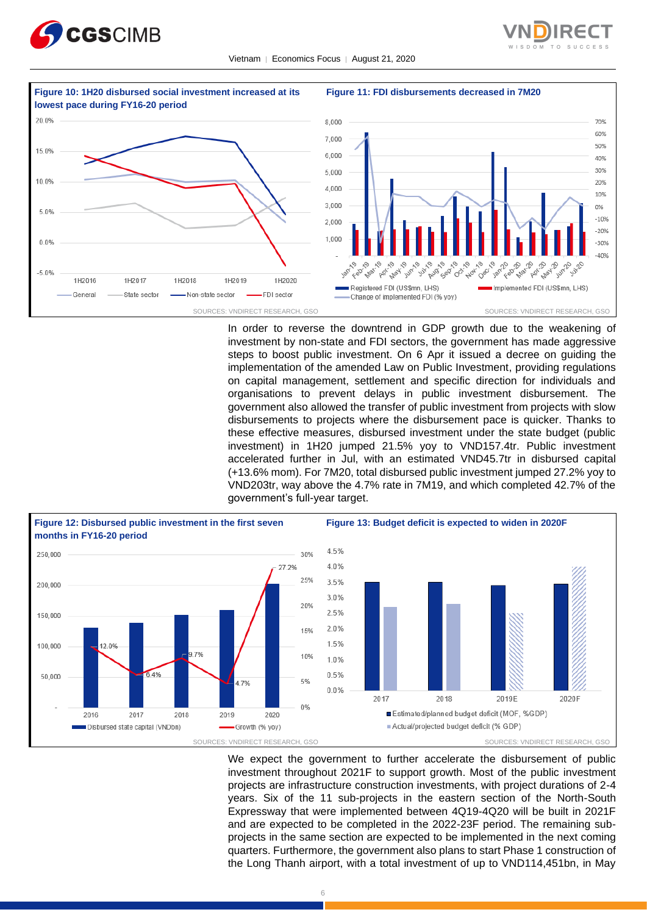**Figure 10: 1H20 disbursed social investment increased at its lowest pace during FY16-20 period**

SOURCES: VNDIRECT RESEARCH, GSO

**Figure 11: FDI disbursements decreased in 7M20**

SOURCES: VNDIRECT RESEARCH, GSO

In order to reverse the downtrend in GDP growth due to the weakening of investment by non-state and FDI sectors, the government has made aggressive steps to boost public investment. On 6 Apr it issued a decree on guiding the implementation of the amended Law on Public Investment, providing regulations on capital management, settlement and specific direction for individuals and organisations to prevent delays in public investment disbursement. The government also allowed the transfer of public investment from projects with slow disbursements to projects where the disbursement pace is quicker. Thanks to these effective measures, disbursed investment under the state budget (public investment) in 1H20 jumped 21.5% yoy to VND157.4tr. Public investment accelerated further in Jul, with an estimated VND45.7tr in disbursed capital (+13.6% mom). For 7M20, total disbursed public investment jumped 27.2% yoy to VND203tr, way above the 4.7% rate in 7M19, and which completed 42.7% of the government's full-year target.

**Figure 12: Disbursed public investment in the first seven months in FY16-20 period**

SOURCES: VNDIRECT RESEARCH, GSO

**Figure 13: Budget deficit is expected to widen in 2020F**

SOURCES: VNDIRECT RESEARCH, GSO

We expect the government to further accelerate the disbursement of public investment throughout 2021F to support growth. Most of the public investment projects are infrastructure construction investments, with project durations of 2-4 years. Six of the 11 sub-projects in the eastern section of the North-South Expressway that were implemented between 4Q19-4Q20 will be built in 2021F and are expected to be completed in the 2022-23F period. The remaining sub-projects in the same section are expected to be implemented in the next coming quarters. Furthermore, the government also plans to start Phase 1 construction of the Long Thanh airport, with a total investment of up to VND114,451bn, in May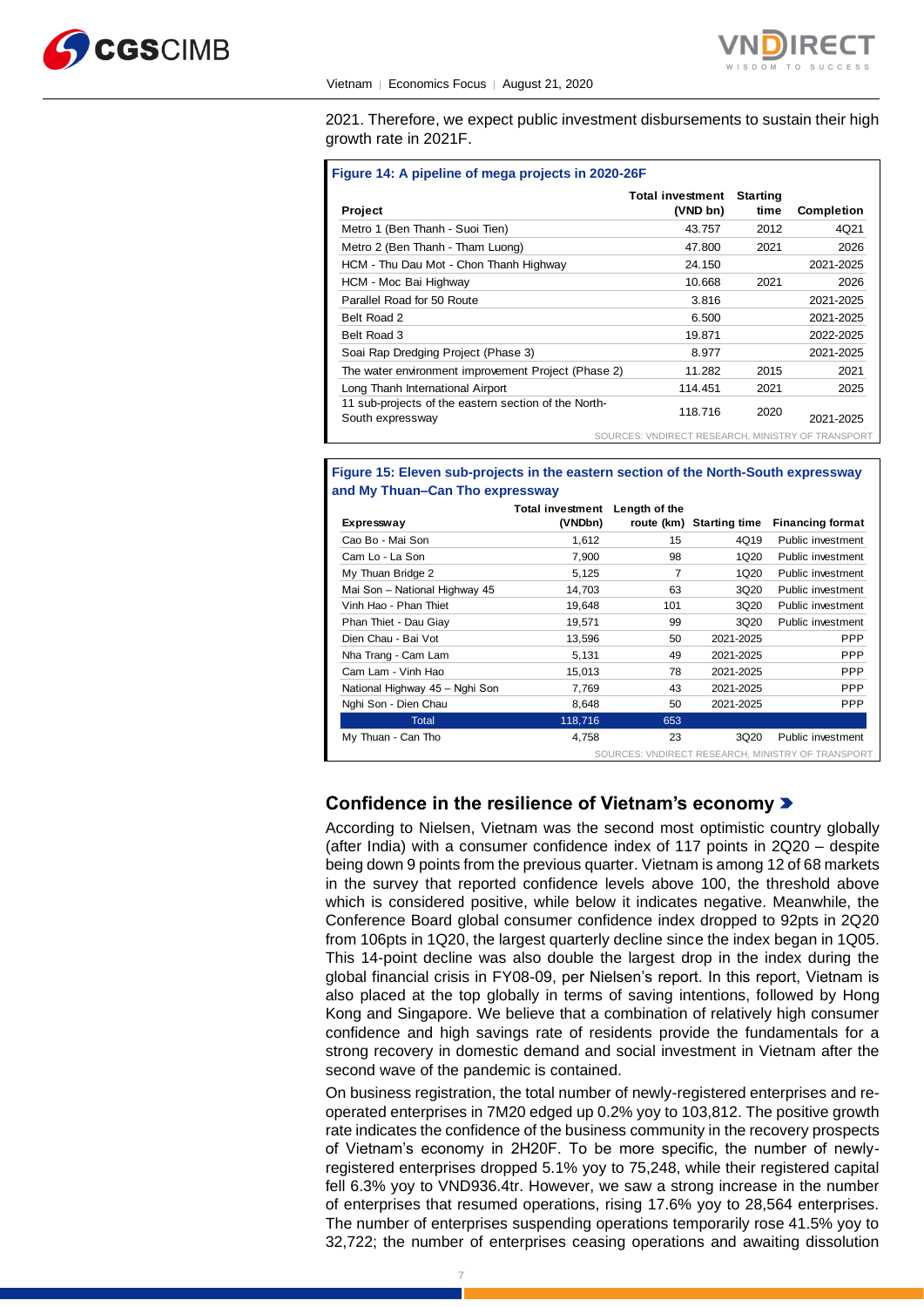2021. Therefore, we expect public investment disbursements to sustain their high growth rate in 2021F.

**Figure 14: A pipeline of mega projects in 2020-26F**

| Project | Total investment (VND bn) | Starting time | Completion |
|---|---|---|---|
| Metro 1 (Ben Thanh - Suoi Tien) | 43.757 | 2012 | 4Q21 |
| Metro 2 (Ben Thanh - Tham Luong) | 47.800 | 2021 | 2026 |
| HCM - Thu Dau Mot - Chon Thanh Highway | 24.150 | | 2021-2025 |
| HCM - Moc Bai Highway | 10.668 | 2021 | 2026 |
| Parallel Road for 50 Route | 3.816 | | 2021-2025 |
| Belt Road 2 | 6.500 | | 2021-2025 |
| Belt Road 3 | 19.871 | | 2022-2025 |
| Soai Rap Dredging Project (Phase 3) | 8.977 | | 2021-2025 |
| The water environment improvement Project (Phase 2) | 11.282 | 2015 | 2021 |
| Long Thanh International Airport | 114.451 | 2021 | 2025 |
| 11 sub-projects of the eastern section of the North-South expressway | 118.716 | 2020 | 2021-2025 |

SOURCES: VNDIRECT RESEARCH, MINISTRY OF TRANSPORT

**Figure 15: Eleven sub-projects in the eastern section of the North-South expressway and My Thuan–Can Tho expressway**

| Expressway | Total investment (VNDbn) | Length of the route (km) | Starting time | Financing format |
|---|---|---|---|---|
| Cao Bo - Mai Son | 1,612 | 15 | 4Q19 | Public investment |
| Cam Lo - La Son | 7,900 | 98 | 1Q20 | Public investment |
| My Thuan Bridge 2 | 5,125 | 7 | 1Q20 | Public investment |
| Mai Son – National Highway 45 | 14,703 | 63 | 3Q20 | Public investment |
| Vinh Hao - Phan Thiet | 19,648 | 101 | 3Q20 | Public investment |
| Phan Thiet - Dau Giay | 19,571 | 99 | 3Q20 | Public investment |
| Dien Chau - Bai Vot | 13,596 | 50 | 2021-2025 | PPP |
| Nha Trang - Cam Lam | 5,131 | 49 | 2021-2025 | PPP |
| Cam Lam - Vinh Hao | 15,013 | 78 | 2021-2025 | PPP |
| National Highway 45 – Nghi Son | 7,769 | 43 | 2021-2025 | PPP |
| Nghi Son - Dien Chau | 8,648 | 50 | 2021-2025 | PPP |
| Total | 118,716 | 653 | | |
| My Thuan - Can Tho | 4,758 | 23 | 3Q20 | Public investment |

SOURCES: VNDIRECT RESEARCH, MINISTRY OF TRANSPORT

## Confidence in the resilience of Vietnam's economy

According to Nielsen, Vietnam was the second most optimistic country globally (after India) with a consumer confidence index of 117 points in 2Q20 – despite being down 9 points from the previous quarter. Vietnam is among 12 of 68 markets in the survey that reported confidence levels above 100, the threshold above which is considered positive, while below it indicates negative. Meanwhile, the Conference Board global consumer confidence index dropped to 92pts in 2Q20 from 106pts in 1Q20, the largest quarterly decline since the index began in 1Q05. This 14-point decline was also double the largest drop in the index during the global financial crisis in FY08-09, per Nielsen's report. In this report, Vietnam is also placed at the top globally in terms of saving intentions, followed by Hong Kong and Singapore. We believe that a combination of relatively high consumer confidence and high savings rate of residents provide the fundamentals for a strong recovery in domestic demand and social investment in Vietnam after the second wave of the pandemic is contained.

On business registration, the total number of newly-registered enterprises and re-operated enterprises in 7M20 edged up 0.2% yoy to 103,812. The positive growth rate indicates the confidence of the business community in the recovery prospects of Vietnam's economy in 2H20F. To be more specific, the number of newly-registered enterprises dropped 5.1% yoy to 75,248, while their registered capital fell 6.3% yoy to VND936.4tr. However, we saw a strong increase in the number of enterprises that resumed operations, rising 17.6% yoy to 28,564 enterprises. The number of enterprises suspending operations temporarily rose 41.5% yoy to 32,722; the number of enterprises ceasing operations and awaiting dissolution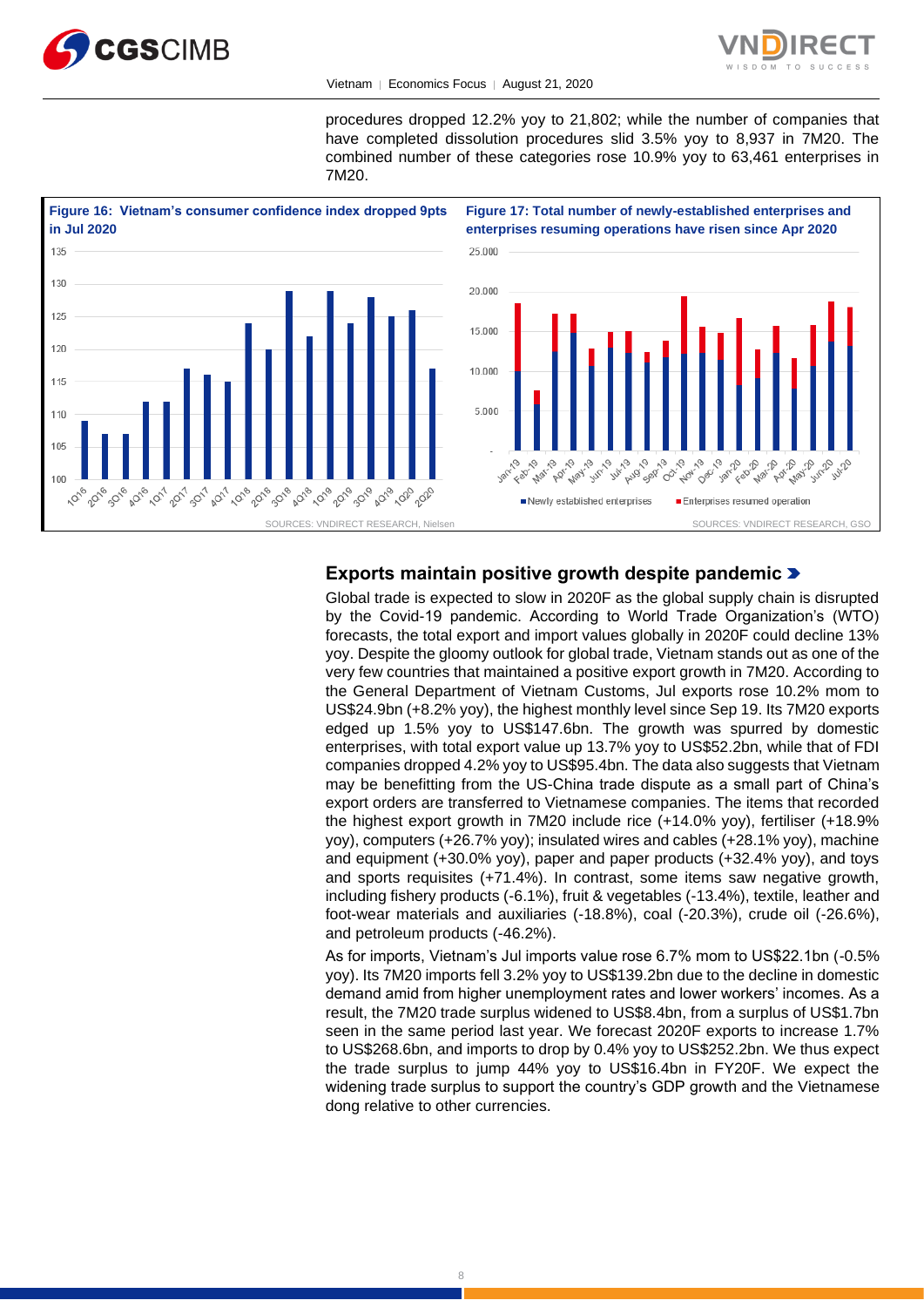procedures dropped 12.2% yoy to 21,802; while the number of companies that have completed dissolution procedures slid 3.5% yoy to 8,937 in 7M20. The combined number of these categories rose 10.9% yoy to 63,461 enterprises in 7M20.

**Figure 16: Vietnam's consumer confidence index dropped 9pts in Jul 2020**

SOURCES: VNDIRECT RESEARCH, Nielsen

**Figure 17: Total number of newly-established enterprises and enterprises resuming operations have risen since Apr 2020**

SOURCES: VNDIRECT RESEARCH, GSO

## Exports maintain positive growth despite pandemic

Global trade is expected to slow in 2020F as the global supply chain is disrupted by the Covid-19 pandemic. According to World Trade Organization's (WTO) forecasts, the total export and import values globally in 2020F could decline 13% yoy. Despite the gloomy outlook for global trade, Vietnam stands out as one of the very few countries that maintained a positive export growth in 7M20. According to the General Department of Vietnam Customs, Jul exports rose 10.2% mom to US$24.9bn (+8.2% yoy), the highest monthly level since Sep 19. Its 7M20 exports edged up 1.5% yoy to US$147.6bn. The growth was spurred by domestic enterprises, with total export value up 13.7% yoy to US$52.2bn, while that of FDI companies dropped 4.2% yoy to US$95.4bn. The data also suggests that Vietnam may be benefitting from the US-China trade dispute as a small part of China's export orders are transferred to Vietnamese companies. The items that recorded the highest export growth in 7M20 include rice (+14.0% yoy), fertiliser (+18.9% yoy), computers (+26.7% yoy); insulated wires and cables (+28.1% yoy), machine and equipment (+30.0% yoy), paper and paper products (+32.4% yoy), and toys and sports requisites (+71.4%). In contrast, some items saw negative growth, including fishery products (-6.1%), fruit & vegetables (-13.4%), textile, leather and foot-wear materials and auxiliaries (-18.8%), coal (-20.3%), crude oil (-26.6%), and petroleum products (-46.2%).

As for imports, Vietnam's Jul imports value rose 6.7% mom to US$22.1bn (-0.5% yoy). Its 7M20 imports fell 3.2% yoy to US$139.2bn due to the decline in domestic demand amid from higher unemployment rates and lower workers' incomes. As a result, the 7M20 trade surplus widened to US$8.4bn, from a surplus of US$1.7bn seen in the same period last year. We forecast 2020F exports to increase 1.7% to US$268.6bn, and imports to drop by 0.4% yoy to US$252.2bn. We thus expect the trade surplus to jump 44% yoy to US$16.4bn in FY20F. We expect the widening trade surplus to support the country's GDP growth and the Vietnamese dong relative to other currencies.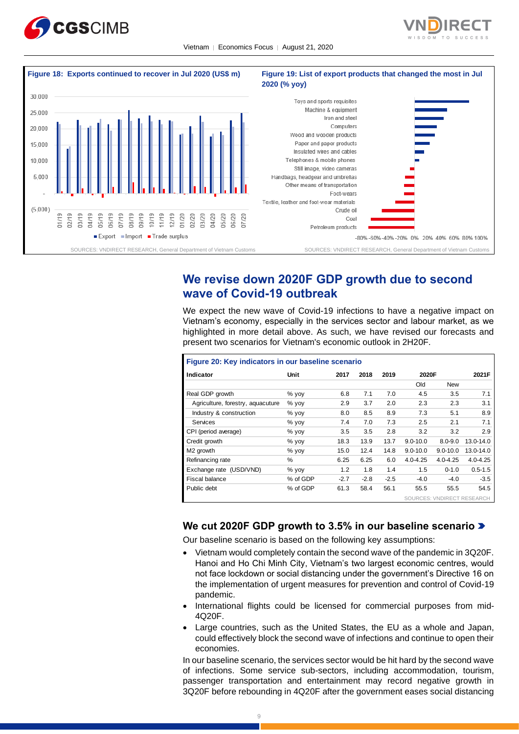**Figure 18: Exports continued to recover in Jul 2020 (US$ m)**

SOURCES: VNDIRECT RESEARCH, General Department of Vietnam Customs

**Figure 19: List of export products that changed the most in Jul 2020 (% yoy)**

SOURCES: VNDIRECT RESEARCH, General Department of Vietnam Customs

## We revise down 2020F GDP growth due to second wave of Covid-19 outbreak

We expect the new wave of Covid-19 infections to have a negative impact on Vietnam's economy, especially in the services sector and labour market, as we highlighted in more detail above. As such, we have revised our forecasts and present two scenarios for Vietnam's economic outlook in 2H20F.

**Figure 20: Key indicators in our baseline scenario**

| Indicator | Unit | 2017 | 2018 | 2019 | 2020F | | 2021F |
|---|---|---|---|---|---|---|---|
| | | | | | Old | New | |
| Real GDP growth | % yoy | 6.8 | 7.1 | 7.0 | 4.5 | 3.5 | 7.1 |
| Agriculture, forestry, aquacuture | % yoy | 2.9 | 3.7 | 2.0 | 2.3 | 2.3 | 3.1 |
| Industry & construction | % yoy | 8.0 | 8.5 | 8.9 | 7.3 | 5.1 | 8.9 |
| Services | % yoy | 7.4 | 7.0 | 7.3 | 2.5 | 2.1 | 7.1 |
| CPI (period average) | % yoy | 3.5 | 3.5 | 2.8 | 3.2 | 3.2 | 2.9 |
| Credit growth | % yoy | 18.3 | 13.9 | 13.7 | 9.0-10.0 | 8.0-9.0 | 13.0-14.0 |
| M2 growth | % yoy | 15.0 | 12.4 | 14.8 | 9.0-10.0 | 9.0-10.0 | 13.0-14.0 |
| Refinancing rate | % | 6.25 | 6.25 | 6.0 | 4.0-4.25 | 4.0-4.25 | 4.0-4.25 |
| Exchange rate (USD/VND) | % yoy | 1.2 | 1.8 | 1.4 | 1.5 | 0-1.0 | 0.5-1.5 |
| Fiscal balance | % of GDP | -2.7 | -2.8 | -2.5 | -4.0 | -4.0 | -3.5 |
| Public debt | % of GDP | 61.3 | 58.4 | 56.1 | 55.5 | 55.5 | 54.5 |

SOURCES: VNDIRECT RESEARCH

### We cut 2020F GDP growth to 3.5% in our baseline scenario

Our baseline scenario is based on the following key assumptions:

- Vietnam would completely contain the second wave of the pandemic in 3Q20F. Hanoi and Ho Chi Minh City, Vietnam's two largest economic centres, would not face lockdown or social distancing under the government's Directive 16 on the implementation of urgent measures for prevention and control of Covid-19 pandemic.
- International flights could be licensed for commercial purposes from mid-4Q20F.
- Large countries, such as the United States, the EU as a whole and Japan, could effectively block the second wave of infections and continue to open their economies.

In our baseline scenario, the services sector would be hit hard by the second wave of infections. Some service sub-sectors, including accommodation, tourism, passenger transportation and entertainment may record negative growth in 3Q20F before rebounding in 4Q20F after the government eases social distancing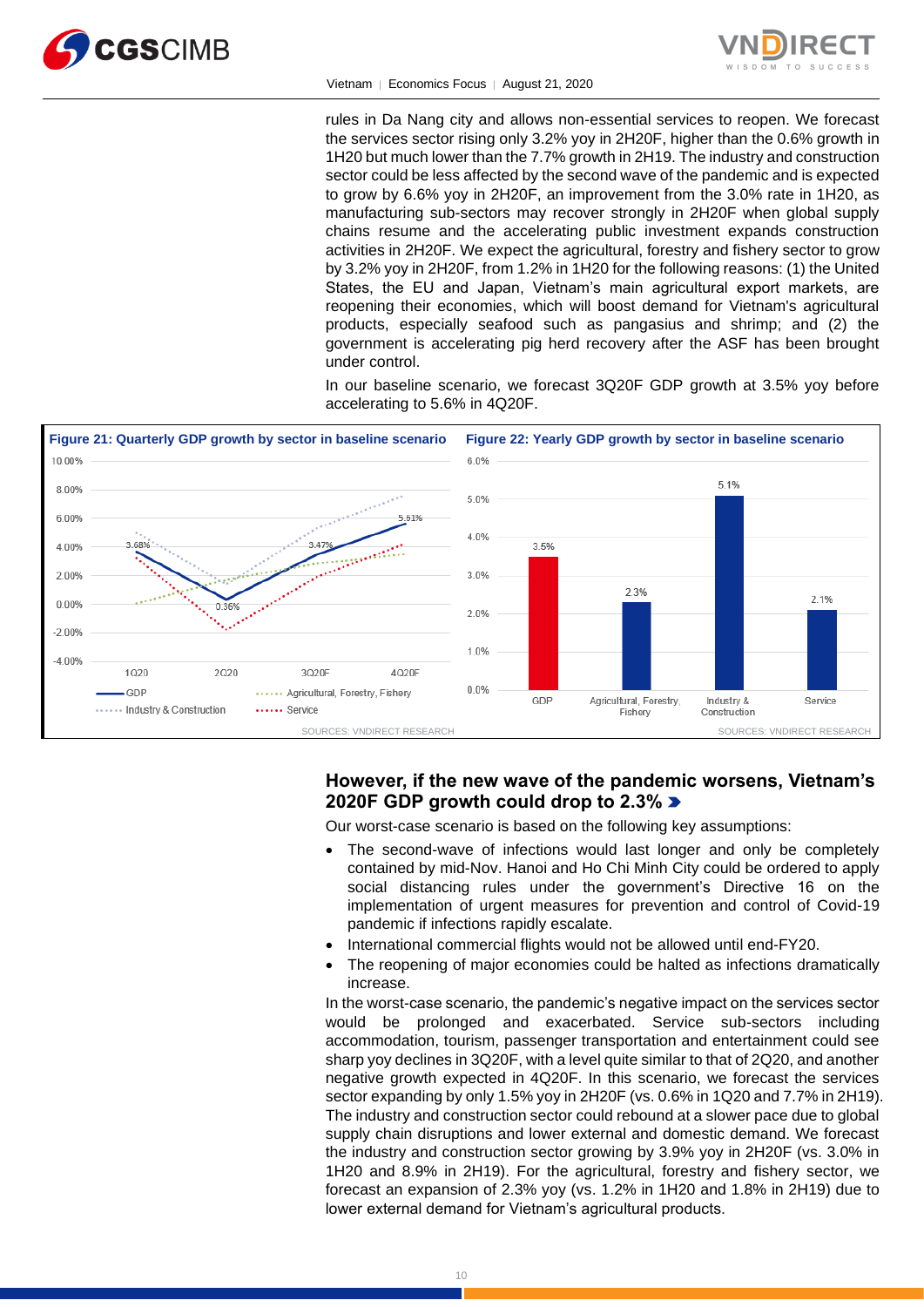rules in Da Nang city and allows non-essential services to reopen. We forecast the services sector rising only 3.2% yoy in 2H20F, higher than the 0.6% growth in 1H20 but much lower than the 7.7% growth in 2H19. The industry and construction sector could be less affected by the second wave of the pandemic and is expected to grow by 6.6% yoy in 2H20F, an improvement from the 3.0% rate in 1H20, as manufacturing sub-sectors may recover strongly in 2H20F when global supply chains resume and the accelerating public investment expands construction activities in 2H20F. We expect the agricultural, forestry and fishery sector to grow by 3.2% yoy in 2H20F, from 1.2% in 1H20 for the following reasons: (1) the United States, the EU and Japan, Vietnam's main agricultural export markets, are reopening their economies, which will boost demand for Vietnam's agricultural products, especially seafood such as pangasius and shrimp; and (2) the government is accelerating pig herd recovery after the ASF has been brought under control.

In our baseline scenario, we forecast 3Q20F GDP growth at 3.5% yoy before accelerating to 5.6% in 4Q20F.

**Figure 21: Quarterly GDP growth by sector in baseline scenario**

| | 1Q20 | 2Q20 | 3Q20F | 4Q20F |
|---|---|---|---|---|
| GDP | 3.68% | 0.36% | 3.47% | 5.61% |

SOURCES: VNDIRECT RESEARCH

**Figure 22: Yearly GDP growth by sector in baseline scenario**

| GDP | Agricultural, Forestry, Fishery | Industry & Construction | Service |
|---|---|---|---|
| 3.5% | 2.3% | 5.1% | 2.1% |

SOURCES: VNDIRECT RESEARCH

## However, if the new wave of the pandemic worsens, Vietnam's 2020F GDP growth could drop to 2.3%

Our worst-case scenario is based on the following key assumptions:

- The second-wave of infections would last longer and only be completely contained by mid-Nov. Hanoi and Ho Chi Minh City could be ordered to apply social distancing rules under the government's Directive 16 on the implementation of urgent measures for prevention and control of Covid-19 pandemic if infections rapidly escalate.
- International commercial flights would not be allowed until end-FY20.
- The reopening of major economies could be halted as infections dramatically increase.

In the worst-case scenario, the pandemic's negative impact on the services sector would be prolonged and exacerbated. Service sub-sectors including accommodation, tourism, passenger transportation and entertainment could see sharp yoy declines in 3Q20F, with a level quite similar to that of 2Q20, and another negative growth expected in 4Q20F. In this scenario, we forecast the services sector expanding by only 1.5% yoy in 2H20F (vs. 0.6% in 1Q20 and 7.7% in 2H19). The industry and construction sector could rebound at a slower pace due to global supply chain disruptions and lower external and domestic demand. We forecast the industry and construction sector growing by 3.9% yoy in 2H20F (vs. 3.0% in 1H20 and 8.9% in 2H19). For the agricultural, forestry and fishery sector, we forecast an expansion of 2.3% yoy (vs. 1.2% in 1H20 and 1.8% in 2H19) due to lower external demand for Vietnam's agricultural products.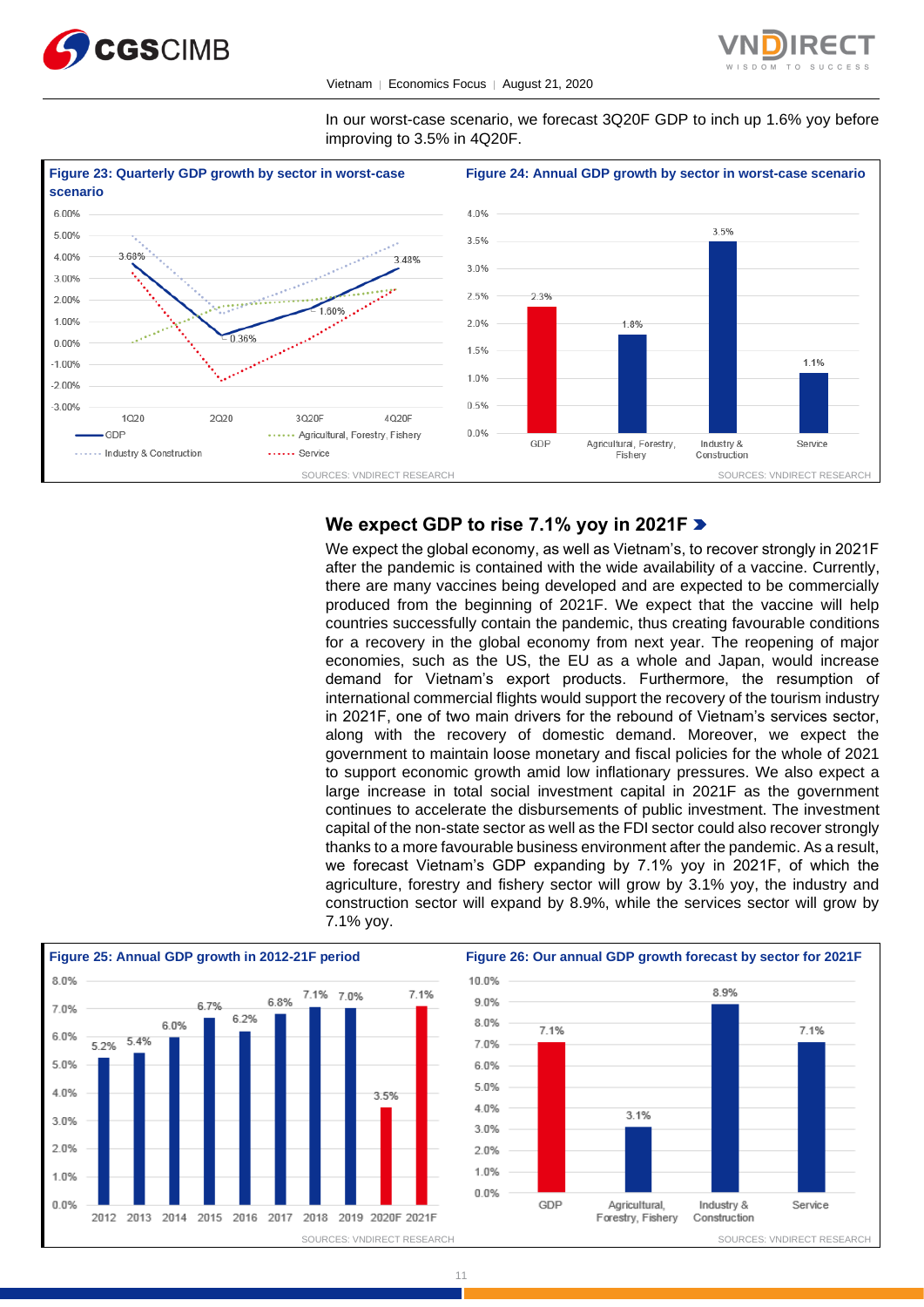In our worst-case scenario, we forecast 3Q20F GDP to inch up 1.6% yoy before improving to 3.5% in 4Q20F.

**Figure 23: Quarterly GDP growth by sector in worst-case scenario**

SOURCES: VNDIRECT RESEARCH

**Figure 24: Annual GDP growth by sector in worst-case scenario**

| | GDP | Agricultural, Forestry, Fishery | Industry & Construction | Service |
|---|---|---|---|---|
| Growth | 2.3% | 1.8% | 3.5% | 1.1% |

SOURCES: VNDIRECT RESEARCH

## We expect GDP to rise 7.1% yoy in 2021F

We expect the global economy, as well as Vietnam's, to recover strongly in 2021F after the pandemic is contained with the wide availability of a vaccine. Currently, there are many vaccines being developed and are expected to be commercially produced from the beginning of 2021F. We expect that the vaccine will help countries successfully contain the pandemic, thus creating favourable conditions for a recovery in the global economy from next year. The reopening of major economies, such as the US, the EU as a whole and Japan, would increase demand for Vietnam's export products. Furthermore, the resumption of international commercial flights would support the recovery of the tourism industry in 2021F, one of two main drivers for the rebound of Vietnam's services sector, along with the recovery of domestic demand. Moreover, we expect the government to maintain loose monetary and fiscal policies for the whole of 2021 to support economic growth amid low inflationary pressures. We also expect a large increase in total social investment capital in 2021F as the government continues to accelerate the disbursements of public investment. The investment capital of the non-state sector as well as the FDI sector could also recover strongly thanks to a more favourable business environment after the pandemic. As a result, we forecast Vietnam's GDP expanding by 7.1% yoy in 2021F, of which the agriculture, forestry and fishery sector will grow by 3.1% yoy, the industry and construction sector will expand by 8.9%, while the services sector will grow by 7.1% yoy.

**Figure 25: Annual GDP growth in 2012-21F period**

| 2012 | 2013 | 2014 | 2015 | 2016 | 2017 | 2018 | 2019 | 2020F | 2021F |
|---|---|---|---|---|---|---|---|---|---|
| 5.2% | 5.4% | 6.0% | 6.7% | 6.2% | 6.8% | 7.1% | 7.0% | 3.5% | 7.1% |

SOURCES: VNDIRECT RESEARCH

**Figure 26: Our annual GDP growth forecast by sector for 2021F**

| | GDP | Agricultural, Forestry, Fishery | Industry & Construction | Service |
|---|---|---|---|---|
| Growth | 7.1% | 3.1% | 8.9% | 7.1% |

SOURCES: VNDIRECT RESEARCH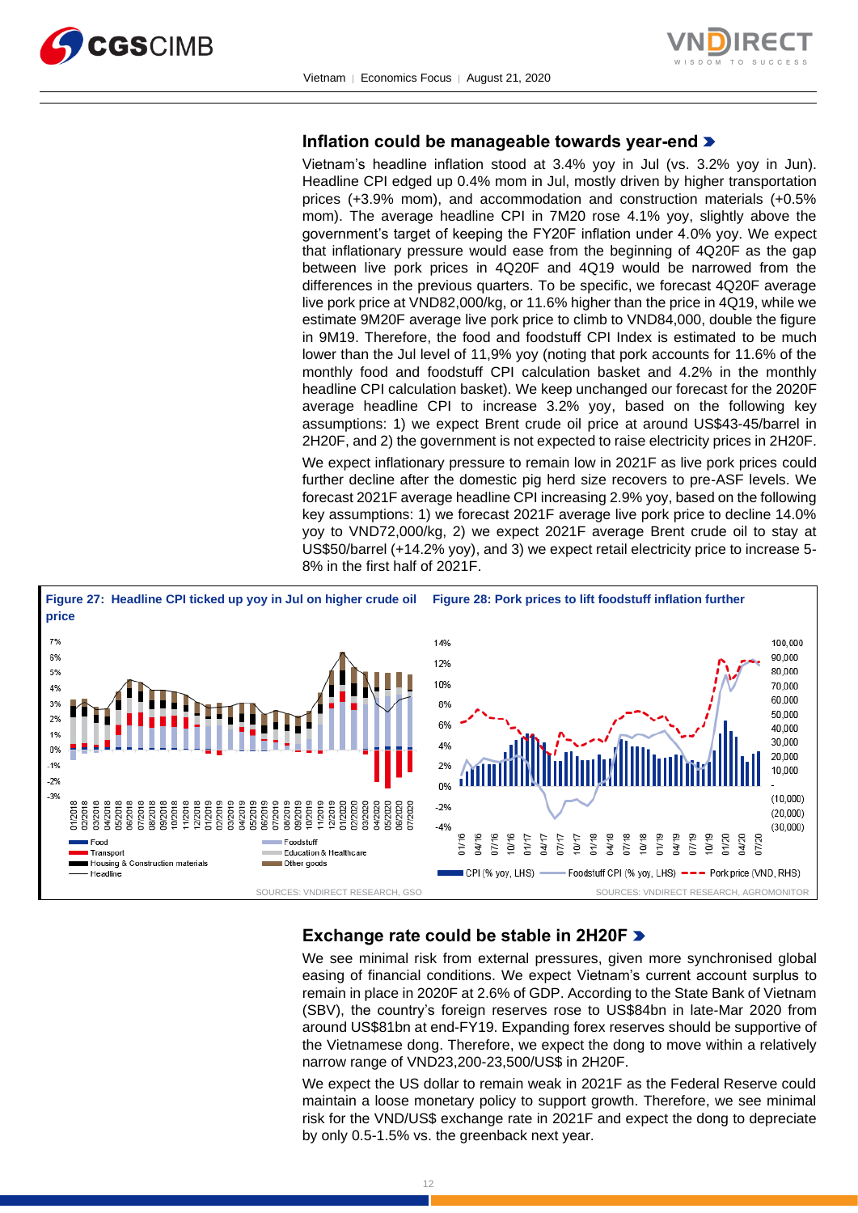## Inflation could be manageable towards year-end

Vietnam's headline inflation stood at 3.4% yoy in Jul (vs. 3.2% yoy in Jun). Headline CPI edged up 0.4% mom in Jul, mostly driven by higher transportation prices (+3.9% mom), and accommodation and construction materials (+0.5% mom). The average headline CPI in 7M20 rose 4.1% yoy, slightly above the government's target of keeping the FY20F inflation under 4.0% yoy. We expect that inflationary pressure would ease from the beginning of 4Q20F as the gap between live pork prices in 4Q20F and 4Q19 would be narrowed from the differences in the previous quarters. To be specific, we forecast 4Q20F average live pork price at VND82,000/kg, or 11.6% higher than the price in 4Q19, while we estimate 9M20F average live pork price to climb to VND84,000, double the figure in 9M19. Therefore, the food and foodstuff CPI Index is estimated to be much lower than the Jul level of 11,9% yoy (noting that pork accounts for 11.6% of the monthly food and foodstuff CPI calculation basket and 4.2% in the monthly headline CPI calculation basket). We keep unchanged our forecast for the 2020F average headline CPI to increase 3.2% yoy, based on the following key assumptions: 1) we expect Brent crude oil price at around US$43-45/barrel in 2H20F, and 2) the government is not expected to raise electricity prices in 2H20F.

We expect inflationary pressure to remain low in 2021F as live pork prices could further decline after the domestic pig herd size recovers to pre-ASF levels. We forecast 2021F average headline CPI increasing 2.9% yoy, based on the following key assumptions: 1) we forecast 2021F average live pork price to decline 14.0% yoy to VND72,000/kg, 2) we expect 2021F average Brent crude oil to stay at US$50/barrel (+14.2% yoy), and 3) we expect retail electricity price to increase 5-8% in the first half of 2021F.

**Figure 27: Headline CPI ticked up yoy in Jul on higher crude oil price**

SOURCES: VNDIRECT RESEARCH, GSO

**Figure 28: Pork prices to lift foodstuff inflation further**

SOURCES: VNDIRECT RESEARCH, AGROMONITOR

## Exchange rate could be stable in 2H20F

We see minimal risk from external pressures, given more synchronised global easing of financial conditions. We expect Vietnam's current account surplus to remain in place in 2020F at 2.6% of GDP. According to the State Bank of Vietnam (SBV), the country's foreign reserves rose to US$84bn in late-Mar 2020 from around US$81bn at end-FY19. Expanding forex reserves should be supportive of the Vietnamese dong. Therefore, we expect the dong to move within a relatively narrow range of VND23,200-23,500/US$ in 2H20F.

We expect the US dollar to remain weak in 2021F as the Federal Reserve could maintain a loose monetary policy to support growth. Therefore, we see minimal risk for the VND/US$ exchange rate in 2021F and expect the dong to depreciate by only 0.5-1.5% vs. the greenback next year.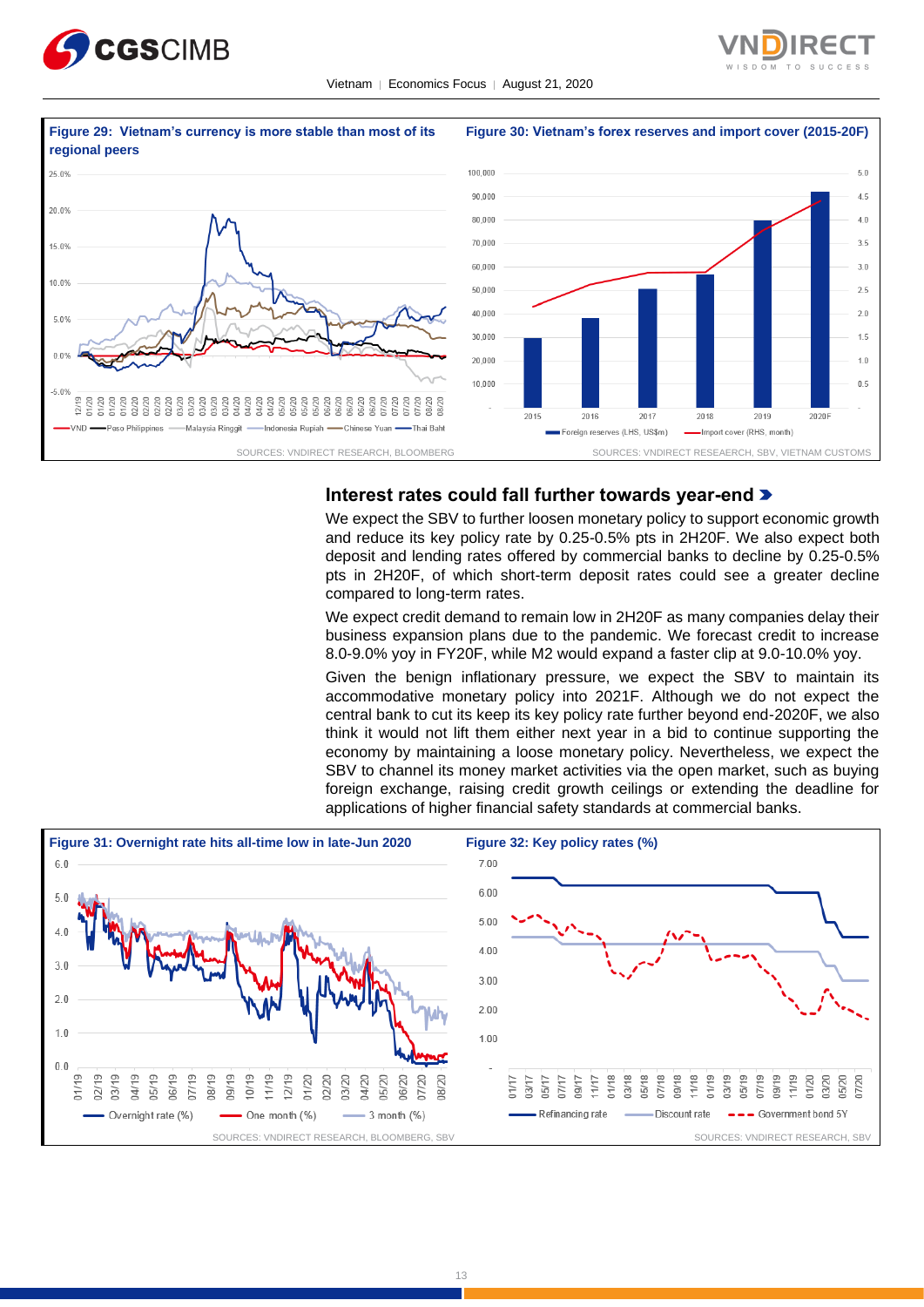**Figure 29: Vietnam's currency is more stable than most of its regional peers**

SOURCES: VNDIRECT RESEARCH, BLOOMBERG

**Figure 30: Vietnam's forex reserves and import cover (2015-20F)**

SOURCES: VNDIRECT RESEAERCH, SBV, VIETNAM CUSTOMS

## Interest rates could fall further towards year-end

We expect the SBV to further loosen monetary policy to support economic growth and reduce its key policy rate by 0.25-0.5% pts in 2H20F. We also expect both deposit and lending rates offered by commercial banks to decline by 0.25-0.5% pts in 2H20F, of which short-term deposit rates could see a greater decline compared to long-term rates.

We expect credit demand to remain low in 2H20F as many companies delay their business expansion plans due to the pandemic. We forecast credit to increase 8.0-9.0% yoy in FY20F, while M2 would expand a faster clip at 9.0-10.0% yoy.

Given the benign inflationary pressure, we expect the SBV to maintain its accommodative monetary policy into 2021F. Although we do not expect the central bank to cut its key policy rate further beyond end-2020F, we also think it would not lift them either next year in a bid to continue supporting the economy by maintaining a loose monetary policy. Nevertheless, we expect the SBV to channel its money market activities via the open market, such as buying foreign exchange, raising credit growth ceilings or extending the deadline for applications of higher financial safety standards at commercial banks.

**Figure 31: Overnight rate hits all-time low in late-Jun 2020**

SOURCES: VNDIRECT RESEARCH, BLOOMBERG, SBV

**Figure 32: Key policy rates (%)**

SOURCES: VNDIRECT RESEARCH, SBV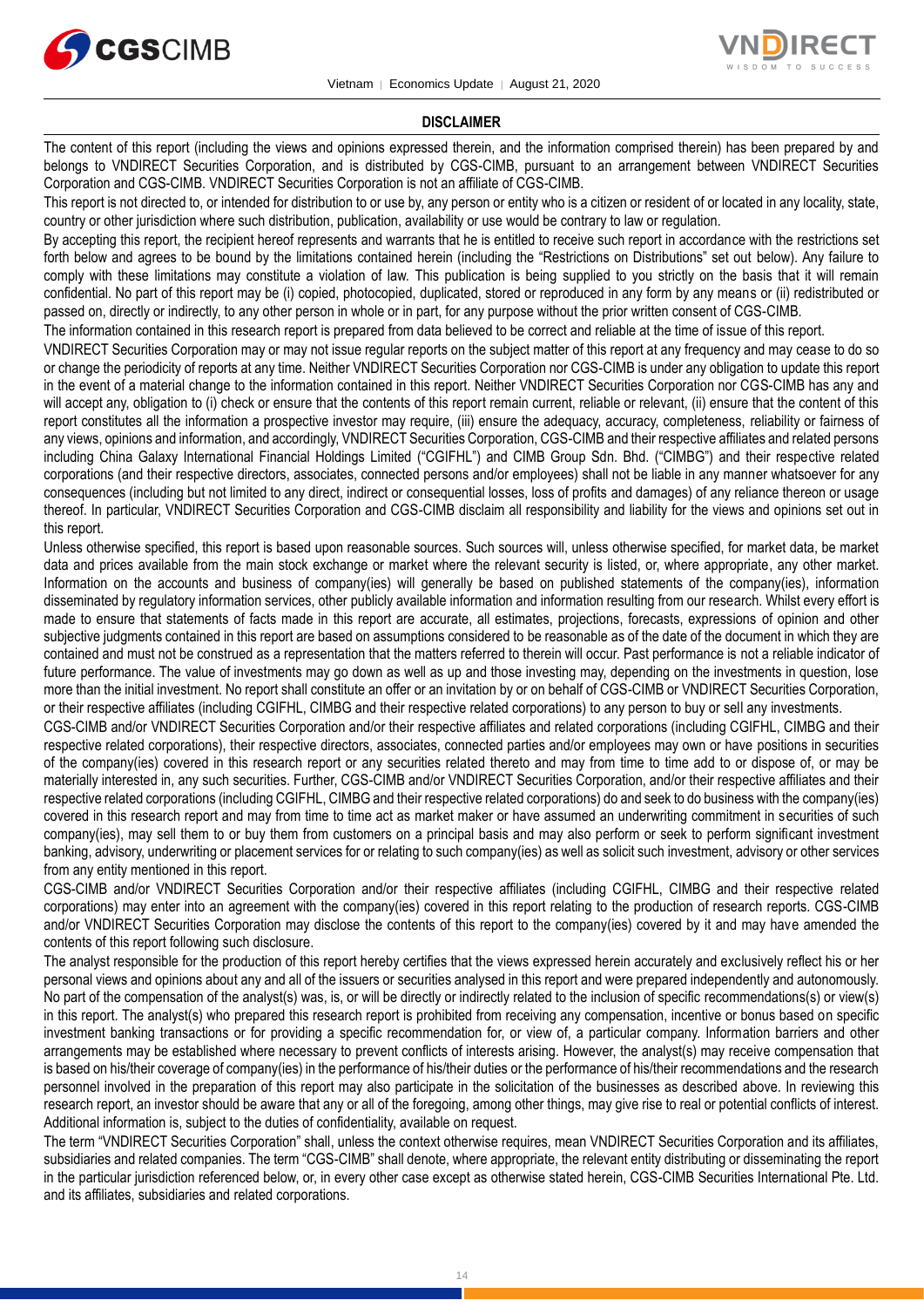## DISCLAIMER

The content of this report (including the views and opinions expressed therein, and the information comprised therein) has been prepared by and belongs to VNDIRECT Securities Corporation, and is distributed by CGS-CIMB, pursuant to an arrangement between VNDIRECT Securities Corporation and CGS-CIMB. VNDIRECT Securities Corporation is not an affiliate of CGS-CIMB.

This report is not directed to, or intended for distribution to or use by, any person or entity who is a citizen or resident of or located in any locality, state, country or other jurisdiction where such distribution, publication, availability or use would be contrary to law or regulation.

By accepting this report, the recipient hereof represents and warrants that he is entitled to receive such report in accordance with the restrictions set forth below and agrees to be bound by the limitations contained herein (including the "Restrictions on Distributions" set out below). Any failure to comply with these limitations may constitute a violation of law. This publication is being supplied to you strictly on the basis that it will remain confidential. No part of this report may be (i) copied, photocopied, duplicated, stored or reproduced in any form by any means or (ii) redistributed or passed on, directly or indirectly, to any other person in whole or in part, for any purpose without the prior written consent of CGS-CIMB.

The information contained in this research report is prepared from data believed to be correct and reliable at the time of issue of this report.

VNDIRECT Securities Corporation may or may not issue regular reports on the subject matter of this report at any frequency and may cease to do so or change the periodicity of reports at any time. Neither VNDIRECT Securities Corporation nor CGS-CIMB is under any obligation to update this report in the event of a material change to the information contained in this report. Neither VNDIRECT Securities Corporation nor CGS-CIMB has any and will accept any, obligation to (i) check or ensure that the contents of this report remain current, reliable or relevant, (ii) ensure that the content of this report constitutes all the information a prospective investor may require, (iii) ensure the adequacy, accuracy, completeness, reliability or fairness of any views, opinions and information, and accordingly, VNDIRECT Securities Corporation, CGS-CIMB and their respective affiliates and related persons including China Galaxy International Financial Holdings Limited ("CGIFHL") and CIMB Group Sdn. Bhd. ("CIMBG") and their respective related corporations (and their respective directors, associates, connected persons and/or employees) shall not be liable in any manner whatsoever for any consequences (including but not limited to any direct, indirect or consequential losses, loss of profits and damages) of any reliance thereon or usage thereof. In particular, VNDIRECT Securities Corporation and CGS-CIMB disclaim all responsibility and liability for the views and opinions set out in this report.

Unless otherwise specified, this report is based upon reasonable sources. Such sources will, unless otherwise specified, for market data, be market data and prices available from the main stock exchange or market where the relevant security is listed, or, where appropriate, any other market. Information on the accounts and business of company(ies) will generally be based on published statements of the company(ies), information disseminated by regulatory information services, other publicly available information and information resulting from our research. Whilst every effort is made to ensure that statements of facts made in this report are accurate, all estimates, projections, forecasts, expressions of opinion and other subjective judgments contained in this report are based on assumptions considered to be reasonable as of the date of the document in which they are contained and must not be construed as a representation that the matters referred to therein will occur. Past performance is not a reliable indicator of future performance. The value of investments may go down as well as up and those investing may, depending on the investments in question, lose more than the initial investment. No report shall constitute an offer or an invitation by or on behalf of CGS-CIMB or VNDIRECT Securities Corporation, or their respective affiliates (including CGIFHL, CIMBG and their respective related corporations) to any person to buy or sell any investments.

CGS-CIMB and/or VNDIRECT Securities Corporation and/or their respective affiliates and related corporations (including CGIFHL, CIMBG and their respective related corporations), their respective directors, associates, connected parties and/or employees may own or have positions in securities of the company(ies) covered in this research report or any securities related thereto and may from time to time add to or dispose of, or may be materially interested in, any such securities. Further, CGS-CIMB and/or VNDIRECT Securities Corporation, and/or their respective affiliates and their respective related corporations (including CGIFHL, CIMBG and their respective related corporations) do and seek to do business with the company(ies) covered in this research report and may from time to time act as market maker or have assumed an underwriting commitment in securities of such company(ies), may sell them to or buy them from customers on a principal basis and may also perform or seek to perform significant investment banking, advisory, underwriting or placement services for or relating to such company(ies) as well as solicit such investment, advisory or other services from any entity mentioned in this report.

CGS-CIMB and/or VNDIRECT Securities Corporation and/or their respective affiliates (including CGIFHL, CIMBG and their respective related corporations) may enter into an agreement with the company(ies) covered in this report relating to the production of research reports. CGS-CIMB and/or VNDIRECT Securities Corporation may disclose the contents of this report to the company(ies) covered by it and may have amended the contents of this report following such disclosure.

The analyst responsible for the production of this report hereby certifies that the views expressed herein accurately and exclusively reflect his or her personal views and opinions about any and all of the issuers or securities analysed in this report and were prepared independently and autonomously. No part of the compensation of the analyst(s) was, is, or will be directly or indirectly related to the inclusion of specific recommendations(s) or view(s) in this report. The analyst(s) who prepared this research report is prohibited from receiving any compensation, incentive or bonus based on specific investment banking transactions or for providing a specific recommendation for, or view of, a particular company. Information barriers and other arrangements may be established where necessary to prevent conflicts of interests arising. However, the analyst(s) may receive compensation that is based on his/their coverage of company(ies) in the performance of his/their duties or the performance of his/their recommendations and the research personnel involved in the preparation of this report may also participate in the solicitation of the businesses as described above. In reviewing this research report, an investor should be aware that any or all of the foregoing, among other things, may give rise to real or potential conflicts of interest. Additional information is, subject to the duties of confidentiality, available on request.

The term "VNDIRECT Securities Corporation" shall, unless the context otherwise requires, mean VNDIRECT Securities Corporation and its affiliates, subsidiaries and related companies. The term "CGS-CIMB" shall denote, where appropriate, the relevant entity distributing or disseminating the report in the particular jurisdiction referenced below, or, in every other case except as otherwise stated herein, CGS-CIMB Securities International Pte. Ltd. and its affiliates, subsidiaries and related corporations.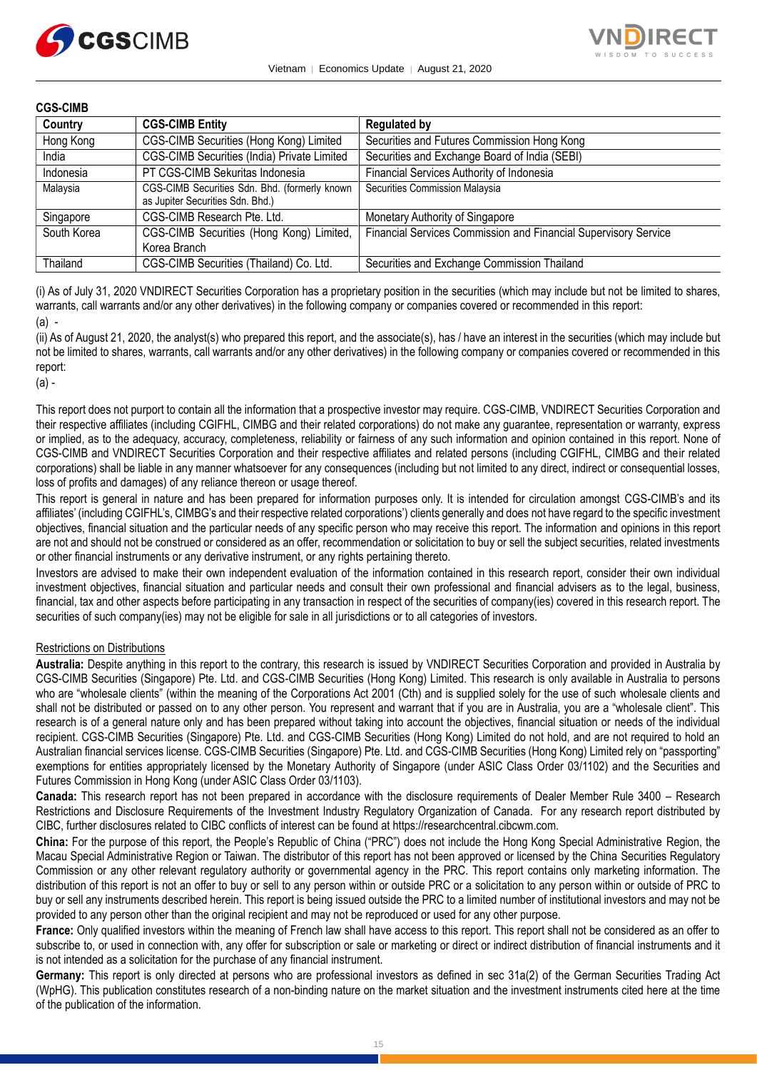**CGS-CIMB**

| Country | CGS-CIMB Entity | Regulated by |
|---|---|---|
| Hong Kong | CGS-CIMB Securities (Hong Kong) Limited | Securities and Futures Commission Hong Kong |
| India | CGS-CIMB Securities (India) Private Limited | Securities and Exchange Board of India (SEBI) |
| Indonesia | PT CGS-CIMB Sekuritas Indonesia | Financial Services Authority of Indonesia |
| Malaysia | CGS-CIMB Securities Sdn. Bhd. (formerly known as Jupiter Securities Sdn. Bhd.) | Securities Commission Malaysia |
| Singapore | CGS-CIMB Research Pte. Ltd. | Monetary Authority of Singapore |
| South Korea | CGS-CIMB Securities (Hong Kong) Limited, Korea Branch | Financial Services Commission and Financial Supervisory Service |
| Thailand | CGS-CIMB Securities (Thailand) Co. Ltd. | Securities and Exchange Commission Thailand |

(i) As of July 31, 2020 VNDIRECT Securities Corporation has a proprietary position in the securities (which may include but not be limited to shares, warrants, call warrants and/or any other derivatives) in the following company or companies covered or recommended in this report:

(a) -

(ii) As of August 21, 2020, the analyst(s) who prepared this report, and the associate(s), has / have an interest in the securities (which may include but not be limited to shares, warrants, call warrants and/or any other derivatives) in the following company or companies covered or recommended in this report:

(a) -

This report does not purport to contain all the information that a prospective investor may require. CGS-CIMB, VNDIRECT Securities Corporation and their respective affiliates (including CGIFHL, CIMBG and their related corporations) do not make any guarantee, representation or warranty, express or implied, as to the adequacy, accuracy, completeness, reliability or fairness of any such information and opinion contained in this report. None of CGS-CIMB and VNDIRECT Securities Corporation and their respective affiliates and related persons (including CGIFHL, CIMBG and their related corporations) shall be liable in any manner whatsoever for any consequences (including but not limited to any direct, indirect or consequential losses, loss of profits and damages) of any reliance thereon or usage thereof.

This report is general in nature and has been prepared for information purposes only. It is intended for circulation amongst CGS-CIMB's and its affiliates' (including CGIFHL's, CIMBG's and their respective related corporations') clients generally and does not have regard to the specific investment objectives, financial situation and the particular needs of any specific person who may receive this report. The information and opinions in this report are not and should not be construed or considered as an offer, recommendation or solicitation to buy or sell the subject securities, related investments or other financial instruments or any derivative instrument, or any rights pertaining thereto.

Investors are advised to make their own independent evaluation of the information contained in this research report, consider their own individual investment objectives, financial situation and particular needs and consult their own professional and financial advisers as to the legal, business, financial, tax and other aspects before participating in any transaction in respect of the securities of company(ies) covered in this research report. The securities of such company(ies) may not be eligible for sale in all jurisdictions or to all categories of investors.

Restrictions on Distributions

**Australia:** Despite anything in this report to the contrary, this research is issued by VNDIRECT Securities Corporation and provided in Australia by CGS-CIMB Securities (Singapore) Pte. Ltd. and CGS-CIMB Securities (Hong Kong) Limited. This research is only available in Australia to persons who are "wholesale clients" (within the meaning of the Corporations Act 2001 (Cth) and is supplied solely for the use of such wholesale clients and shall not be distributed or passed on to any other person. You represent and warrant that if you are in Australia, you are a "wholesale client". This research is of a general nature only and has been prepared without taking into account the objectives, financial situation or needs of the individual recipient. CGS-CIMB Securities (Singapore) Pte. Ltd. and CGS-CIMB Securities (Hong Kong) Limited do not hold, and are not required to hold an Australian financial services license. CGS-CIMB Securities (Singapore) Pte. Ltd. and CGS-CIMB Securities (Hong Kong) Limited rely on "passporting" exemptions for entities appropriately licensed by the Monetary Authority of Singapore (under ASIC Class Order 03/1102) and the Securities and Futures Commission in Hong Kong (under ASIC Class Order 03/1103).

**Canada:** This research report has not been prepared in accordance with the disclosure requirements of Dealer Member Rule 3400 – Research Restrictions and Disclosure Requirements of the Investment Industry Regulatory Organization of Canada. For any research report distributed by CIBC, further disclosures related to CIBC conflicts of interest can be found at https://researchcentral.cibcwm.com.

**China:** For the purpose of this report, the People's Republic of China ("PRC") does not include the Hong Kong Special Administrative Region, the Macau Special Administrative Region or Taiwan. The distributor of this report has not been approved or licensed by the China Securities Regulatory Commission or any other relevant regulatory authority or governmental agency in the PRC. This report contains only marketing information. The distribution of this report is not an offer to buy or sell to any person within or outside PRC or a solicitation to any person within or outside of PRC to buy or sell any instruments described herein. This report is being issued outside the PRC to a limited number of institutional investors and may not be provided to any person other than the original recipient and may not be reproduced or used for any other purpose.

**France:** Only qualified investors within the meaning of French law shall have access to this report. This report shall not be considered as an offer to subscribe to, or used in connection with, any offer for subscription or sale or marketing or direct or indirect distribution of financial instruments and it is not intended as a solicitation for the purchase of any financial instrument.

**Germany:** This report is only directed at persons who are professional investors as defined in sec 31a(2) of the German Securities Trading Act (WpHG). This publication constitutes research of a non-binding nature on the market situation and the investment instruments cited here at the time of the publication of the information.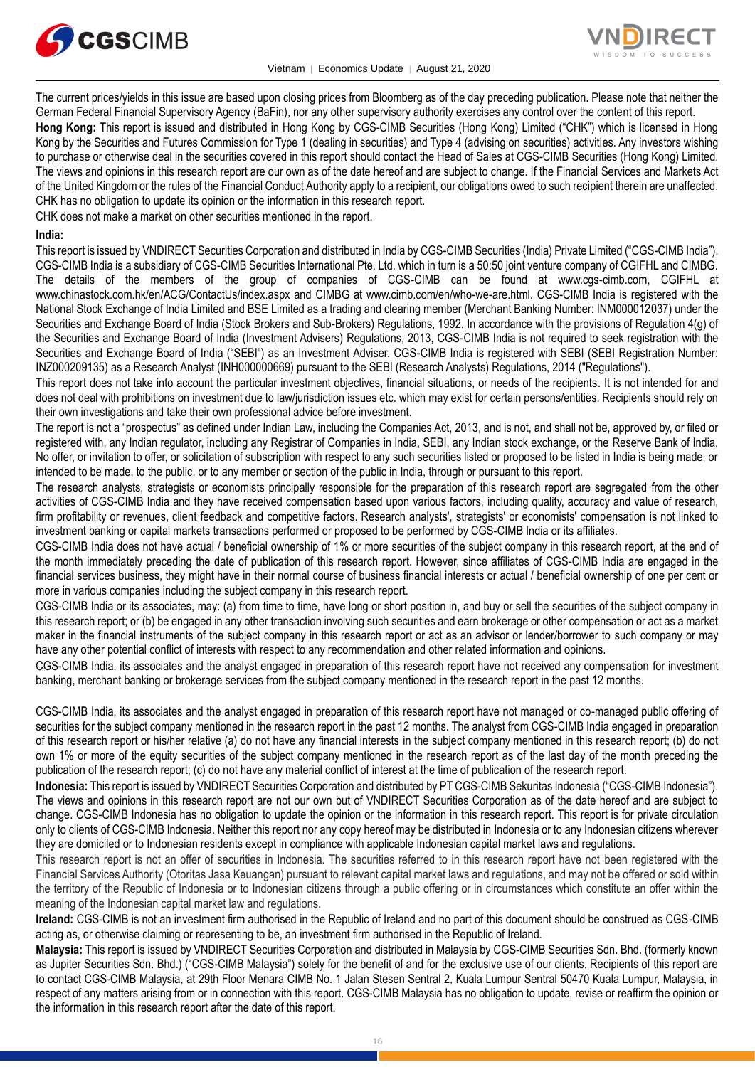The current prices/yields in this issue are based upon closing prices from Bloomberg as of the day preceding publication. Please note that neither the German Federal Financial Supervisory Agency (BaFin), nor any other supervisory authority exercises any control over the content of this report.

**Hong Kong:** This report is issued and distributed in Hong Kong by CGS-CIMB Securities (Hong Kong) Limited ("CHK") which is licensed in Hong Kong by the Securities and Futures Commission for Type 1 (dealing in securities) and Type 4 (advising on securities) activities. Any investors wishing to purchase or otherwise deal in the securities covered in this report should contact the Head of Sales at CGS-CIMB Securities (Hong Kong) Limited. The views and opinions in this research report are our own as of the date hereof and are subject to change. If the Financial Services and Markets Act of the United Kingdom or the rules of the Financial Conduct Authority apply to a recipient, our obligations owed to such recipient therein are unaffected. CHK has no obligation to update its opinion or the information in this research report.

CHK does not make a market on other securities mentioned in the report.

**India:**

This report is issued by VNDIRECT Securities Corporation and distributed in India by CGS-CIMB Securities (India) Private Limited ("CGS-CIMB India"). CGS-CIMB India is a subsidiary of CGS-CIMB Securities International Pte. Ltd. which in turn is a 50:50 joint venture company of CGIFHL and CIMBG. The details of the members of the group of companies of CGS-CIMB can be found at www.cgs-cimb.com, CGIFHL at www.chinastock.com.hk/en/ACG/ContactUs/index.aspx and CIMBG at www.cimb.com/en/who-we-are.html. CGS-CIMB India is registered with the National Stock Exchange of India Limited and BSE Limited as a trading and clearing member (Merchant Banking Number: INM000012037) under the Securities and Exchange Board of India (Stock Brokers and Sub-Brokers) Regulations, 1992. In accordance with the provisions of Regulation 4(g) of the Securities and Exchange Board of India (Investment Advisers) Regulations, 2013, CGS-CIMB India is not required to seek registration with the Securities and Exchange Board of India ("SEBI") as an Investment Adviser. CGS-CIMB India is registered with SEBI (SEBI Registration Number: INZ000209135) as a Research Analyst (INH000000669) pursuant to the SEBI (Research Analysts) Regulations, 2014 ("Regulations").

This report does not take into account the particular investment objectives, financial situations, or needs of the recipients. It is not intended for and does not deal with prohibitions on investment due to law/jurisdiction issues etc. which may exist for certain persons/entities. Recipients should rely on their own investigations and take their own professional advice before investment.

The report is not a "prospectus" as defined under Indian Law, including the Companies Act, 2013, and is not, and shall not be, approved by, or filed or registered with, any Indian regulator, including any Registrar of Companies in India, SEBI, any Indian stock exchange, or the Reserve Bank of India. No offer, or invitation to offer, or solicitation of subscription with respect to any such securities listed or proposed to be listed in India is being made, or intended to be made, to the public, or to any member or section of the public in India, through or pursuant to this report.

The research analysts, strategists or economists principally responsible for the preparation of this research report are segregated from the other activities of CGS-CIMB India and they have received compensation based upon various factors, including quality, accuracy and value of research, firm profitability or revenues, client feedback and competitive factors. Research analysts', strategists' or economists' compensation is not linked to investment banking or capital markets transactions performed or proposed to be performed by CGS-CIMB India or its affiliates.

CGS-CIMB India does not have actual / beneficial ownership of 1% or more securities of the subject company in this research report, at the end of the month immediately preceding the date of publication of this research report. However, since affiliates of CGS-CIMB India are engaged in the financial services business, they might have in their normal course of business financial interests or actual / beneficial ownership of one per cent or more in various companies including the subject company in this research report.

CGS-CIMB India or its associates, may: (a) from time to time, have long or short position in, and buy or sell the securities of the subject company in this research report; or (b) be engaged in any other transaction involving such securities and earn brokerage or other compensation or act as a market maker in the financial instruments of the subject company in this research report or act as an advisor or lender/borrower to such company or may have any other potential conflict of interests with respect to any recommendation and other related information and opinions.

CGS-CIMB India, its associates and the analyst engaged in preparation of this research report have not received any compensation for investment banking, merchant banking or brokerage services from the subject company mentioned in the research report in the past 12 months.

CGS-CIMB India, its associates and the analyst engaged in preparation of this research report have not managed or co-managed public offering of securities for the subject company mentioned in the research report in the past 12 months. The analyst from CGS-CIMB India engaged in preparation of this research report or his/her relative (a) do not have any financial interests in the subject company mentioned in this research report; (b) do not own 1% or more of the equity securities of the subject company mentioned in the research report as of the last day of the month preceding the publication of the research report; (c) do not have any material conflict of interest at the time of publication of the research report.

**Indonesia:** This report is issued by VNDIRECT Securities Corporation and distributed by PT CGS-CIMB Sekuritas Indonesia ("CGS-CIMB Indonesia"). The views and opinions in this research report are not our own but of VNDIRECT Securities Corporation as of the date hereof and are subject to change. CGS-CIMB Indonesia has no obligation to update the opinion or the information in this research report. This report is for private circulation only to clients of CGS-CIMB Indonesia. Neither this report nor any copy hereof may be distributed in Indonesia or to any Indonesian citizens wherever they are domiciled or to Indonesian residents except in compliance with applicable Indonesian capital market laws and regulations.

This research report is not an offer of securities in Indonesia. The securities referred to in this research report have not been registered with the Financial Services Authority (Otoritas Jasa Keuangan) pursuant to relevant capital market laws and regulations, and may not be offered or sold within the territory of the Republic of Indonesia or to Indonesian citizens through a public offering or in circumstances which constitute an offer within the meaning of the Indonesian capital market law and regulations.

**Ireland:** CGS-CIMB is not an investment firm authorised in the Republic of Ireland and no part of this document should be construed as CGS-CIMB acting as, or otherwise claiming or representing to be, an investment firm authorised in the Republic of Ireland.

**Malaysia:** This report is issued by VNDIRECT Securities Corporation and distributed in Malaysia by CGS-CIMB Securities Sdn. Bhd. (formerly known as Jupiter Securities Sdn. Bhd.) ("CGS-CIMB Malaysia") solely for the benefit of and for the exclusive use of our clients. Recipients of this report are to contact CGS-CIMB Malaysia, at 29th Floor Menara CIMB No. 1 Jalan Stesen Sentral 2, Kuala Lumpur Sentral 50470 Kuala Lumpur, Malaysia, in respect of any matters arising from or in connection with this report. CGS-CIMB Malaysia has no obligation to update, revise or reaffirm the opinion or the information in this research report after the date of this report.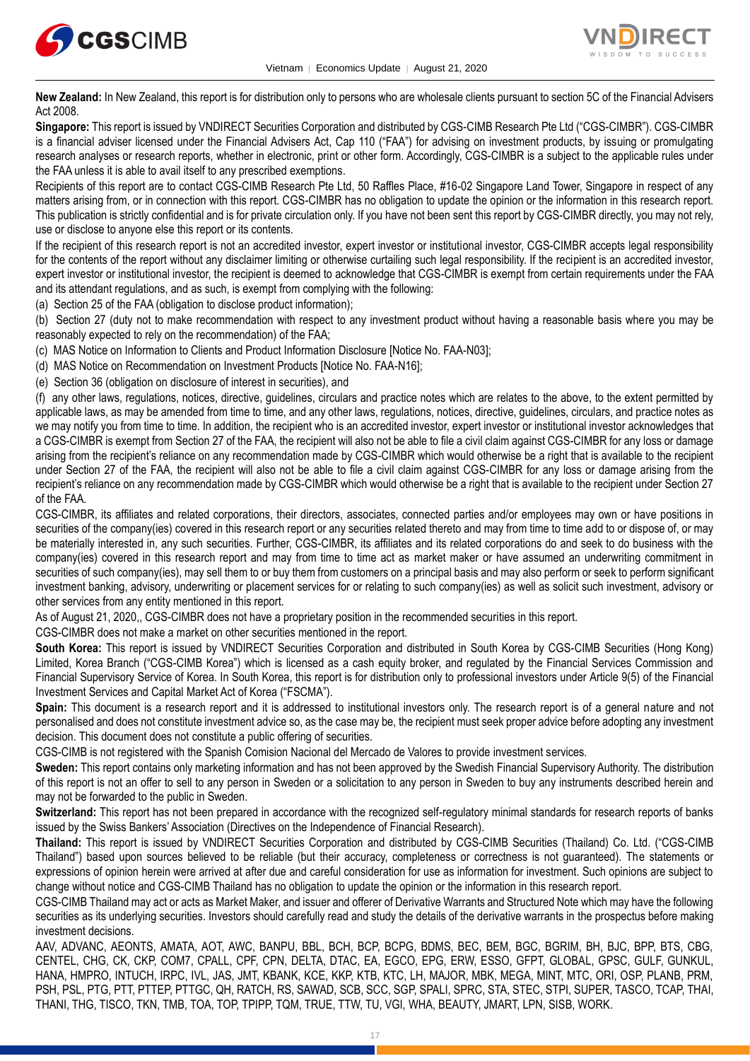**New Zealand:** In New Zealand, this report is for distribution only to persons who are wholesale clients pursuant to section 5C of the Financial Advisers Act 2008.

**Singapore:** This report is issued by VNDIRECT Securities Corporation and distributed by CGS-CIMB Research Pte Ltd ("CGS-CIMBR"). CGS-CIMBR is a financial adviser licensed under the Financial Advisers Act, Cap 110 ("FAA") for advising on investment products, by issuing or promulgating research analyses or research reports, whether in electronic, print or other form. Accordingly, CGS-CIMBR is a subject to the applicable rules under the FAA unless it is able to avail itself to any prescribed exemptions.

Recipients of this report are to contact CGS-CIMB Research Pte Ltd, 50 Raffles Place, #16-02 Singapore Land Tower, Singapore in respect of any matters arising from, or in connection with this report. CGS-CIMBR has no obligation to update the opinion or the information in this research report. This publication is strictly confidential and is for private circulation only. If you have not been sent this report by CGS-CIMBR directly, you may not rely, use or disclose to anyone else this report or its contents.

If the recipient of this research report is not an accredited investor, expert investor or institutional investor, CGS-CIMBR accepts legal responsibility for the contents of the report without any disclaimer limiting or otherwise curtailing such legal responsibility. If the recipient is an accredited investor, expert investor or institutional investor, the recipient is deemed to acknowledge that CGS-CIMBR is exempt from certain requirements under the FAA and its attendant regulations, and as such, is exempt from complying with the following:

(a) Section 25 of the FAA (obligation to disclose product information);

(b) Section 27 (duty not to make recommendation with respect to any investment product without having a reasonable basis where you may be reasonably expected to rely on the recommendation) of the FAA;

(c) MAS Notice on Information to Clients and Product Information Disclosure [Notice No. FAA-N03];

(d) MAS Notice on Recommendation on Investment Products [Notice No. FAA-N16];

(e) Section 36 (obligation on disclosure of interest in securities), and

(f) any other laws, regulations, notices, directive, guidelines, circulars and practice notes which are relates to the above, to the extent permitted by applicable laws, as may be amended from time to time, and any other laws, regulations, notices, directive, guidelines, circulars, and practice notes as we may notify you from time to time. In addition, the recipient who is an accredited investor, expert investor or institutional investor acknowledges that a CGS-CIMBR is exempt from Section 27 of the FAA, the recipient will also not be able to file a civil claim against CGS-CIMBR for any loss or damage arising from the recipient's reliance on any recommendation made by CGS-CIMBR which would otherwise be a right that is available to the recipient under Section 27 of the FAA, the recipient will also not be able to file a civil claim against CGS-CIMBR for any loss or damage arising from the recipient's reliance on any recommendation made by CGS-CIMBR which would otherwise be a right that is available to the recipient under Section 27 of the FAA.

CGS-CIMBR, its affiliates and related corporations, their directors, associates, connected parties and/or employees may own or have positions in securities of the company(ies) covered in this research report or any securities related thereto and may from time to time add to or dispose of, or may be materially interested in, any such securities. Further, CGS-CIMBR, its affiliates and its related corporations do and seek to do business with the company(ies) covered in this research report and may from time to time act as market maker or have assumed an underwriting commitment in securities of such company(ies), may sell them to or buy them from customers on a principal basis and may also perform or seek to perform significant investment banking, advisory, underwriting or placement services for or relating to such company(ies) as well as solicit such investment, advisory or other services from any entity mentioned in this report.

As of August 21, 2020,, CGS-CIMBR does not have a proprietary position in the recommended securities in this report.

CGS-CIMBR does not make a market on other securities mentioned in the report.

**South Korea:** This report is issued by VNDIRECT Securities Corporation and distributed in South Korea by CGS-CIMB Securities (Hong Kong) Limited, Korea Branch ("CGS-CIMB Korea") which is licensed as a cash equity broker, and regulated by the Financial Services Commission and Financial Supervisory Service of Korea. In South Korea, this report is for distribution only to professional investors under Article 9(5) of the Financial Investment Services and Capital Market Act of Korea ("FSCMA").

**Spain:** This document is a research report and it is addressed to institutional investors only. The research report is of a general nature and not personalised and does not constitute investment advice so, as the case may be, the recipient must seek proper advice before adopting any investment decision. This document does not constitute a public offering of securities.

CGS-CIMB is not registered with the Spanish Comision Nacional del Mercado de Valores to provide investment services.

**Sweden:** This report contains only marketing information and has not been approved by the Swedish Financial Supervisory Authority. The distribution of this report is not an offer to sell to any person in Sweden or a solicitation to any person in Sweden to buy any instruments described herein and may not be forwarded to the public in Sweden.

**Switzerland:** This report has not been prepared in accordance with the recognized self-regulatory minimal standards for research reports of banks issued by the Swiss Bankers' Association (Directives on the Independence of Financial Research).

**Thailand:** This report is issued by VNDIRECT Securities Corporation and distributed by CGS-CIMB Securities (Thailand) Co. Ltd. ("CGS-CIMB Thailand") based upon sources believed to be reliable (but their accuracy, completeness or correctness is not guaranteed). The statements or expressions of opinion herein were arrived at after due and careful consideration for use as information for investment. Such opinions are subject to change without notice and CGS-CIMB Thailand has no obligation to update the opinion or the information in this research report.

CGS-CIMB Thailand may act or acts as Market Maker, and issuer and offerer of Derivative Warrants and Structured Note which may have the following securities as its underlying securities. Investors should carefully read and study the details of the derivative warrants in the prospectus before making investment decisions.

AAV, ADVANC, AEONTS, AMATA, AOT, AWC, BANPU, BBL, BCH, BCP, BCPG, BDMS, BEC, BEM, BGC, BGRIM, BH, BJC, BPP, BTS, CBG, CENTEL, CHG, CK, CKP, COM7, CPALL, CPF, CPN, DELTA, DTAC, EA, EGCO, EPG, ERW, ESSO, GFPT, GLOBAL, GPSC, GULF, GUNKUL, HANA, HMPRO, INTUCH, IRPC, IVL, JAS, JMT, KBANK, KCE, KKP, KTB, KTC, LH, MAJOR, MBK, MEGA, MINT, MTC, ORI, OSP, PLANB, PRM, PSH, PSL, PTG, PTT, PTTEP, PTTGC, QH, RATCH, RS, SAWAD, SCB, SCC, SGP, SPALI, SPRC, STA, STEC, STPI, SUPER, TASCO, TCAP, THAI, THANI, THG, TISCO, TKN, TMB, TOA, TOP, TPIPP, TQM, TRUE, TTW, TU, VGI, WHA, BEAUTY, JMART, LPN, SISB, WORK.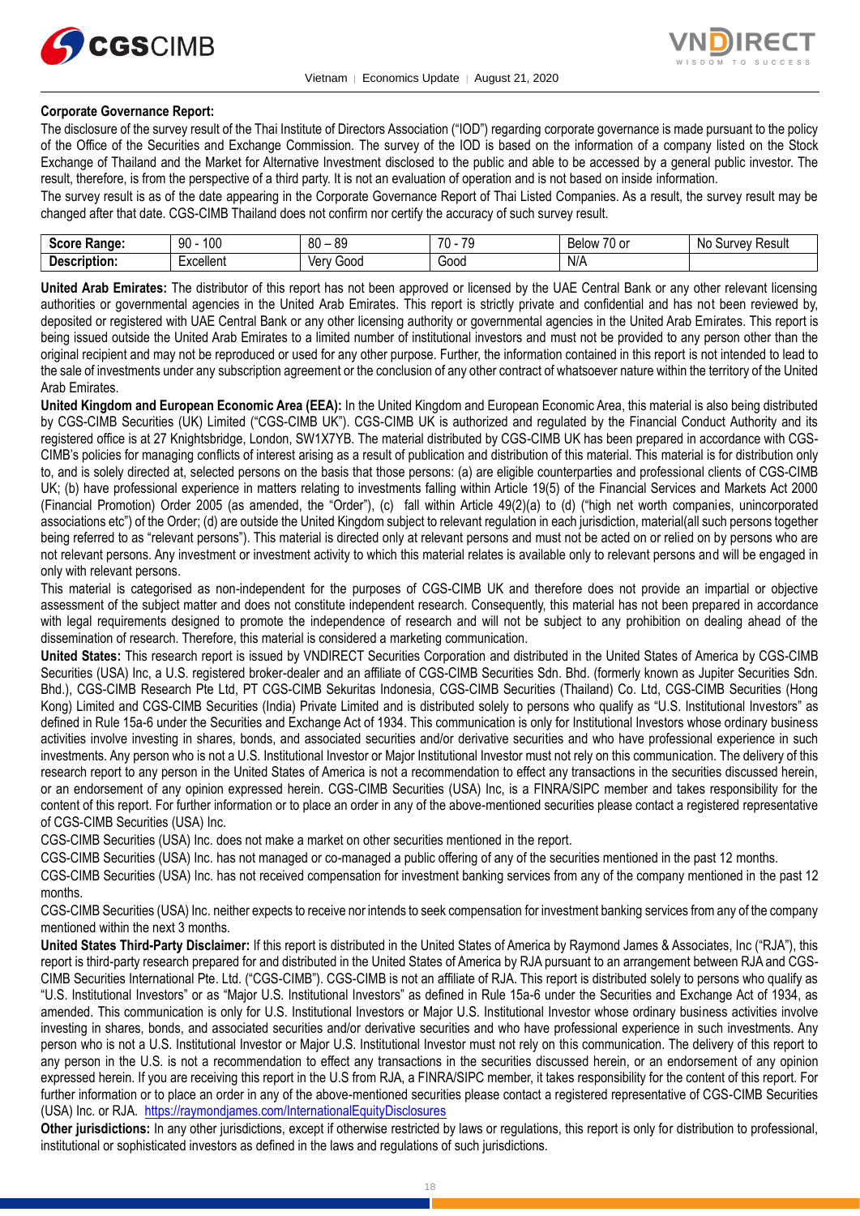**Corporate Governance Report:**

The disclosure of the survey result of the Thai Institute of Directors Association ("IOD") regarding corporate governance is made pursuant to the policy of the Office of the Securities and Exchange Commission. The survey of the IOD is based on the information of a company listed on the Stock Exchange of Thailand and the Market for Alternative Investment disclosed to the public and able to be accessed by a general public investor. The result, therefore, is from the perspective of a third party. It is not an evaluation of operation and is not based on inside information.

The survey result is as of the date appearing in the Corporate Governance Report of Thai Listed Companies. As a result, the survey result may be changed after that date. CGS-CIMB Thailand does not confirm nor certify the accuracy of such survey result.

| **Score Range:** | 90 - 100 | 80 – 89 | 70 - 79 | Below 70 or | No Survey Result |
|---|---|---|---|---|---|
| **Description:** | Excellent | Very Good | Good | N/A | |

**United Arab Emirates:** The distributor of this report has not been approved or licensed by the UAE Central Bank or any other relevant licensing authorities or governmental agencies in the United Arab Emirates. This report is strictly private and confidential and has not been reviewed by, deposited or registered with UAE Central Bank or any other licensing authority or governmental agencies in the United Arab Emirates. This report is being issued outside the United Arab Emirates to a limited number of institutional investors and must not be provided to any person other than the original recipient and may not be reproduced or used for any other purpose. Further, the information contained in this report is not intended to lead to the sale of investments under any subscription agreement or the conclusion of any other contract of whatsoever nature within the territory of the United Arab Emirates.

**United Kingdom and European Economic Area (EEA):** In the United Kingdom and European Economic Area, this material is also being distributed by CGS-CIMB Securities (UK) Limited ("CGS-CIMB UK"). CGS-CIMB UK is authorized and regulated by the Financial Conduct Authority and its registered office is at 27 Knightsbridge, London, SW1X7YB. The material distributed by CGS-CIMB UK has been prepared in accordance with CGS-CIMB's policies for managing conflicts of interest arising as a result of publication and distribution of this material. This material is for distribution only to, and is solely directed at, selected persons on the basis that those persons: (a) are eligible counterparties and professional clients of CGS-CIMB UK; (b) have professional experience in matters relating to investments falling within Article 19(5) of the Financial Services and Markets Act 2000 (Financial Promotion) Order 2005 (as amended, the "Order"), (c) fall within Article 49(2)(a) to (d) ("high net worth companies, unincorporated associations etc") of the Order; (d) are outside the United Kingdom subject to relevant regulation in each jurisdiction, material(all such persons together being referred to as "relevant persons"). This material is directed only at relevant persons and must not be acted on or relied on by persons who are not relevant persons. Any investment or investment activity to which this material relates is available only to relevant persons and will be engaged in only with relevant persons.

This material is categorised as non-independent for the purposes of CGS-CIMB UK and therefore does not provide an impartial or objective assessment of the subject matter and does not constitute independent research. Consequently, this material has not been prepared in accordance with legal requirements designed to promote the independence of research and will not be subject to any prohibition on dealing ahead of the dissemination of research. Therefore, this material is considered a marketing communication.

**United States:** This research report is issued by VNDIRECT Securities Corporation and distributed in the United States of America by CGS-CIMB Securities (USA) Inc, a U.S. registered broker-dealer and an affiliate of CGS-CIMB Securities Sdn. Bhd. (formerly known as Jupiter Securities Sdn. Bhd.), CGS-CIMB Research Pte Ltd, PT CGS-CIMB Sekuritas Indonesia, CGS-CIMB Securities (Thailand) Co. Ltd, CGS-CIMB Securities (Hong Kong) Limited and CGS-CIMB Securities (India) Private Limited and is distributed solely to persons who qualify as "U.S. Institutional Investors" as defined in Rule 15a-6 under the Securities and Exchange Act of 1934. This communication is only for Institutional Investors whose ordinary business activities involve investing in shares, bonds, and associated securities and/or derivative securities and who have professional experience in such investments. Any person who is not a U.S. Institutional Investor or Major Institutional Investor must not rely on this communication. The delivery of this research report to any person in the United States of America is not a recommendation to effect any transactions in the securities discussed herein, or an endorsement of any opinion expressed herein. CGS-CIMB Securities (USA) Inc, is a FINRA/SIPC member and takes responsibility for the content of this report. For further information or to place an order in any of the above-mentioned securities please contact a registered representative of CGS-CIMB Securities (USA) Inc.

CGS-CIMB Securities (USA) Inc. does not make a market on other securities mentioned in the report.

CGS-CIMB Securities (USA) Inc. has not managed or co-managed a public offering of any of the securities mentioned in the past 12 months.

CGS-CIMB Securities (USA) Inc. has not received compensation for investment banking services from any of the company mentioned in the past 12 months.

CGS-CIMB Securities (USA) Inc. neither expects to receive nor intends to seek compensation for investment banking services from any of the company mentioned within the next 3 months.

**United States Third-Party Disclaimer:** If this report is distributed in the United States of America by Raymond James & Associates, Inc ("RJA"), this report is third-party research prepared for and distributed in the United States of America by RJA pursuant to an arrangement between RJA and CGS-CIMB Securities International Pte. Ltd. ("CGS-CIMB"). CGS-CIMB is not an affiliate of RJA. This report is distributed solely to persons who qualify as "U.S. Institutional Investors" or as "Major U.S. Institutional Investors" as defined in Rule 15a-6 under the Securities and Exchange Act of 1934, as amended. This communication is only for U.S. Institutional Investors or Major U.S. Institutional Investor whose ordinary business activities involve investing in shares, bonds, and associated securities and/or derivative securities and who have professional experience in such investments. Any person who is not a U.S. Institutional Investor or Major U.S. Institutional Investor must not rely on this communication. The delivery of this report to any person in the U.S. is not a recommendation to effect any transactions in the securities discussed herein, or an endorsement of any opinion expressed herein. If you are receiving this report in the U.S from RJA, a FINRA/SIPC member, it takes responsibility for the content of this report. For further information or to place an order in any of the above-mentioned securities please contact a registered representative of CGS-CIMB Securities (USA) Inc. or RJA. https://raymondjames.com/InternationalEquityDisclosures

**Other jurisdictions:** In any other jurisdictions, except if otherwise restricted by laws or regulations, this report is only for distribution to professional, institutional or sophisticated investors as defined in the laws and regulations of such jurisdictions.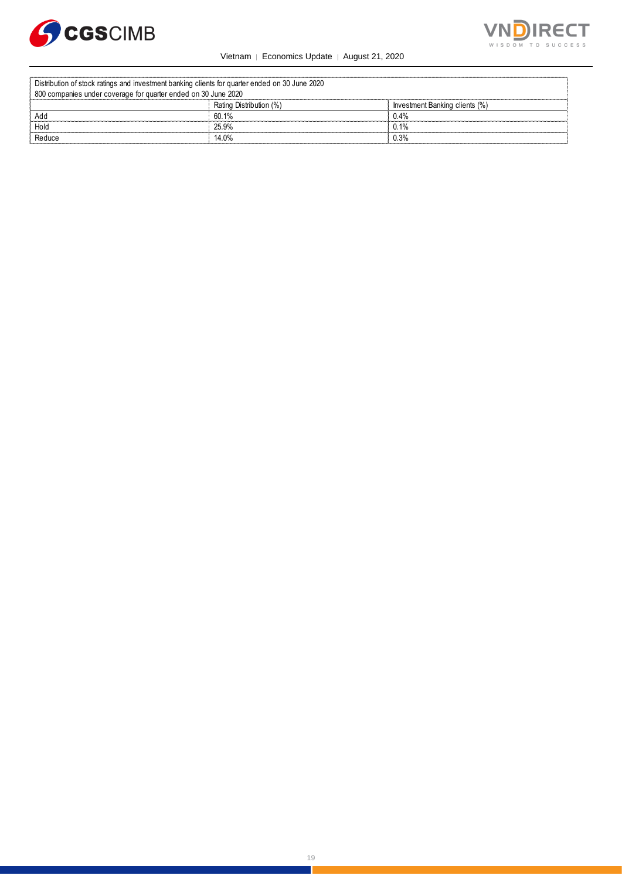| Distribution of stock ratings and investment banking clients for quarter ended on 30 June 2020<br>800 companies under coverage for quarter ended on 30 June 2020 | | |
|---|---|---|
| | Rating Distribution (%) | Investment Banking clients (%) |
| Add | 60.1% | 0.4% |
| Hold | 25.9% | 0.1% |
| Reduce | 14.0% | 0.3% |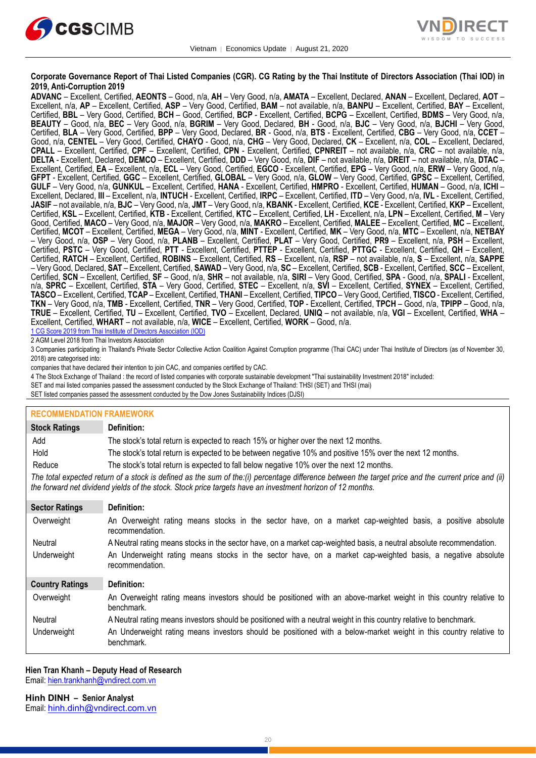**Corporate Governance Report of Thai Listed Companies (CGR). CG Rating by the Thai Institute of Directors Association (Thai IOD) in 2019, Anti-Corruption 2019**

**ADVANC** – Excellent, Certified, **AEONTS** – Good, n/a, **AH** – Very Good, n/a, **AMATA** – Excellent, Declared, **ANAN** – Excellent, Declared, **AOT** – Excellent, n/a, **AP** – Excellent, Certified, **ASP** – Very Good, Certified, **BAM** – not available, n/a, **BANPU** – Excellent, Certified, **BAY** – Excellent, Certified, **BBL** – Very Good, Certified, **BCH** – Good, Certified, **BCP** - Excellent, Certified, **BCPG** – Excellent, Certified, **BDMS** – Very Good, n/a, **BEAUTY** – Good, n/a, **BEC** – Very Good, n/a, **BGRIM** – Very Good, Declared, **BH** - Good, n/a, **BJC** – Very Good, n/a, **BJCHI** – Very Good, Certified, **BLA** – Very Good, Certified, **BPP** – Very Good, Declared, **BR** - Good, n/a, **BTS** - Excellent, Certified, **CBG** – Very Good, n/a, **CCET** – Good, n/a, **CENTEL** – Very Good, Certified, **CHAYO** - Good, n/a, **CHG** – Very Good, Declared, **CK** – Excellent, n/a, **COL** – Excellent, Declared, **CPALL** – Excellent, Certified, **CPF** – Excellent, Certified, **CPN** - Excellent, Certified, **CPNREIT** – not available, n/a, **CRC** – not available, n/a, **DELTA** - Excellent, Declared, **DEMCO** – Excellent, Certified, **DDD** – Very Good, n/a, **DIF** – not available, n/a, **DREIT** – not available, n/a, **DTAC** – Excellent, Certified, **EA** – Excellent, n/a, **ECL** – Very Good, Certified, **EGCO** - Excellent, Certified, **EPG** – Very Good, n/a, **ERW** – Very Good, n/a, **GFPT** - Excellent, Certified, **GGC** – Excellent, Certified, **GLOBAL** – Very Good, n/a, **GLOW** – Very Good, Certified, **GPSC** – Excellent, Certified, **GULF** – Very Good, n/a, **GUNKUL** – Excellent, Certified, **HANA** - Excellent, Certified, **HMPRO** - Excellent, Certified, **HUMAN** – Good, n/a, **ICHI** – Excellent, Declared, **III** – Excellent, n/a, **INTUCH** - Excellent, Certified, **IRPC** – Excellent, Certified, **ITD** – Very Good, n/a, **IVL** - Excellent, Certified, **JASIF** – not available, n/a, **BJC** – Very Good, n/a, **JMT** – Very Good, n/a, **KBANK** - Excellent, Certified, **KCE** - Excellent, Certified, **KKP** – Excellent, Certified, **KSL** – Excellent, Certified, **KTB** - Excellent, Certified, **KTC** – Excellent, Certified, **LH** - Excellent, n/a, **LPN** – Excellent, Certified, **M** – Very Good, Certified, **MACO** – Very Good, n/a, **MAJOR** – Very Good, n/a, **MAKRO** – Excellent, Certified, **MALEE** – Excellent, Certified, **MC** – Excellent, Certified, **MCOT** – Excellent, Certified, **MEGA** – Very Good, n/a, **MINT** - Excellent, Certified, **MK** – Very Good, n/a, **MTC** – Excellent, n/a, **NETBAY** – Very Good, n/a, **OSP** – Very Good, n/a, **PLANB** – Excellent, Certified, **PLAT** – Very Good, Certified, **PR9** – Excellent, n/a, **PSH** – Excellent, Certified, **PSTC** – Very Good, Certified, **PTT** - Excellent, Certified, **PTTEP** - Excellent, Certified, **PTTGC** - Excellent, Certified, **QH** – Excellent, Certified, **RATCH** – Excellent, Certified, **ROBINS** – Excellent, Certified, **RS** – Excellent, n/a, **RSP** – not available, n/a, **S** – Excellent, n/a, **SAPPE** – Very Good, Declared, **SAT** – Excellent, Certified, **SAWAD** – Very Good, n/a, **SC** – Excellent, Certified, **SCB** - Excellent, Certified, **SCC** – Excellent, Certified, **SCN** – Excellent, Certified, **SF** – Good, n/a, **SHR** – not available, n/a, **SIRI** – Very Good, Certified, **SPA** - Good, n/a, **SPALI** - Excellent, n/a, **SPRC** – Excellent, Certified, **STA** – Very Good, Certified, **STEC** – Excellent, n/a, **SVI** – Excellent, Certified, **SYNEX** – Excellent, Certified, **TASCO** – Excellent, Certified, **TCAP** – Excellent, Certified, **THANI** – Excellent, Certified, **TIPCO** – Very Good, Certified, **TISCO** - Excellent, Certified, **TKN** – Very Good, n/a, **TMB** - Excellent, Certified, **TNR** – Very Good, Certified, **TOP** - Excellent, Certified, **TPCH** – Good, n/a, **TPIPP** – Good, n/a, **TRUE** – Excellent, Certified, **TU** – Excellent, Certified, **TVO** – Excellent, Declared, **UNIQ** – not available, n/a, **VGI** – Excellent, Certified, **WHA** – Excellent, Certified, **WHART** – not available, n/a, **WICE** – Excellent, Certified, **WORK** – Good, n/a.

1 CG Score 2019 from Thai Institute of Directors Association (IOD)

2 AGM Level 2018 from Thai Investors Association

3 Companies participating in Thailand's Private Sector Collective Action Coalition Against Corruption programme (Thai CAC) under Thai Institute of Directors (as of November 30, 2018) are categorised into:

companies that have declared their intention to join CAC, and companies certified by CAC.

4 The Stock Exchange of Thailand : the record of listed companies with corporate sustainable development "Thai sustainability Investment 2018" included:

SET and mai listed companies passed the assessment conducted by the Stock Exchange of Thailand: THSI (SET) and THSI (mai)

SET listed companies passed the assessment conducted by the Dow Jones Sustainability Indices (DJSI)

## RECOMMENDATION FRAMEWORK

| Stock Ratings | Definition: |
|---|---|
| Add | The stock's total return is expected to reach 15% or higher over the next 12 months. |
| Hold | The stock's total return is expected to be between negative 10% and positive 15% over the next 12 months. |
| Reduce | The stock's total return is expected to fall below negative 10% over the next 12 months. |

*The total expected return of a stock is defined as the sum of the:(i) percentage difference between the target price and the current price and (ii) the forward net dividend yields of the stock. Stock price targets have an investment horizon of 12 months.*

| Sector Ratings | Definition: |
|---|---|
| Overweight | An Overweight rating means stocks in the sector have, on a market cap-weighted basis, a positive absolute recommendation. |
| Neutral | A Neutral rating means stocks in the sector have, on a market cap-weighted basis, a neutral absolute recommendation. |
| Underweight | An Underweight rating means stocks in the sector have, on a market cap-weighted basis, a negative absolute recommendation. |

| Country Ratings | Definition: |
|---|---|
| Overweight | An Overweight rating means investors should be positioned with an above-market weight in this country relative to benchmark. |
| Neutral | A Neutral rating means investors should be positioned with a neutral weight in this country relative to benchmark. |
| Underweight | An Underweight rating means investors should be positioned with a below-market weight in this country relative to benchmark. |

**Hien Tran Khanh – Deputy Head of Research**
Email: hien.trankhanh@vndirect.com.vn

**Hinh DINH – Senior Analyst**
Email: hinh.dinh@vndirect.com.vn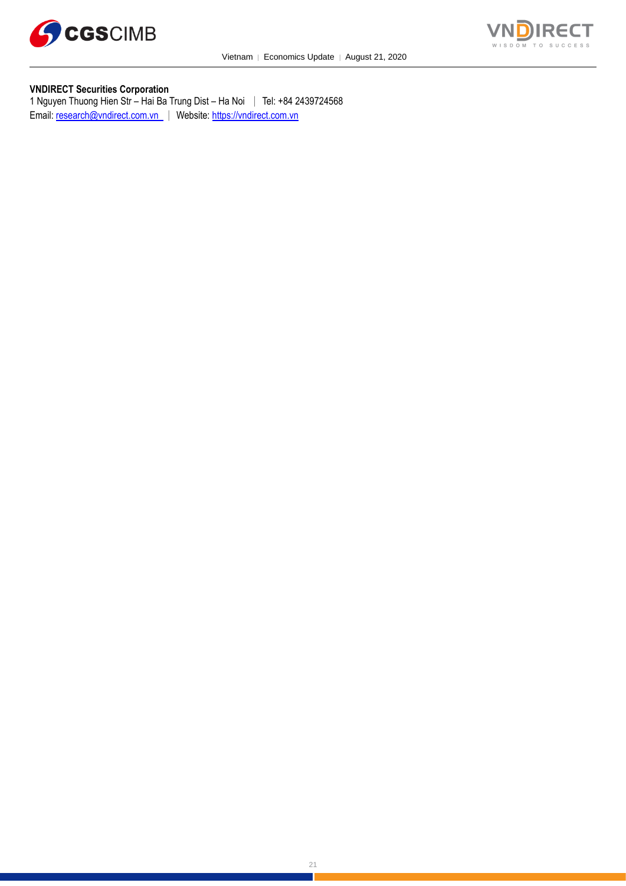**VNDIRECT Securities Corporation**

1 Nguyen Thuong Hien Str – Hai Ba Trung Dist – Ha Noi | Tel: +84 2439724568

Email: [research@vndirect.com.vn](mailto:research@vndirect.com.vn) | Website: [https://vndirect.com.vn](https://vndirect.com.vn)